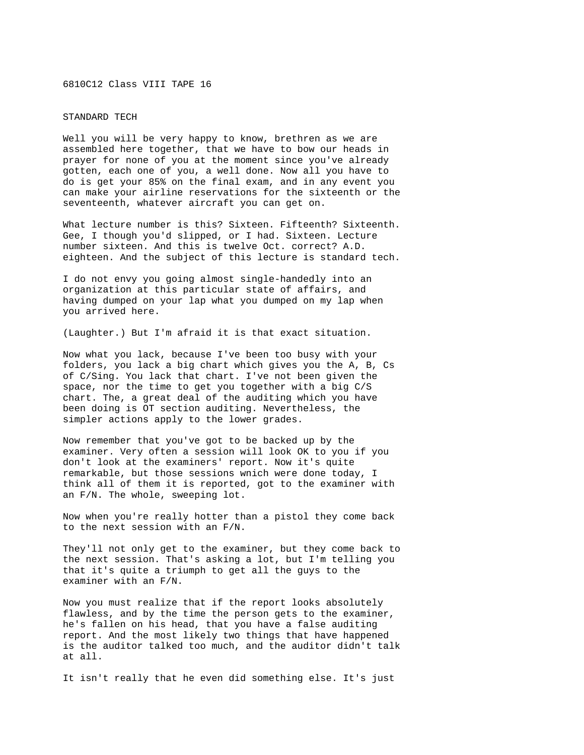6810C12 Class VIII TAPE 16

STANDARD TECH

Well you will be very happy to know, brethren as we are assembled here together, that we have to bow our heads in prayer for none of you at the moment since you've already gotten, each one of you, a well done. Now all you have to do is get your 85% on the final exam, and in any event you can make your airline reservations for the sixteenth or the seventeenth, whatever aircraft you can get on.

What lecture number is this? Sixteen. Fifteenth? Sixteenth. Gee, I though you'd slipped, or I had. Sixteen. Lecture number sixteen. And this is twelve Oct. correct? A.D. eighteen. And the subject of this lecture is standard tech.

I do not envy you going almost single-handedly into an organization at this particular state of affairs, and having dumped on your lap what you dumped on my lap when you arrived here.

(Laughter.) But I'm afraid it is that exact situation.

Now what you lack, because I've been too busy with your folders, you lack a big chart which gives you the A, B, Cs of C/Sing. You lack that chart. I've not been given the space, nor the time to get you together with a big C/S chart. The, a great deal of the auditing which you have been doing is OT section auditing. Nevertheless, the simpler actions apply to the lower grades.

Now remember that you've got to be backed up by the examiner. Very often a session will look OK to you if you don't look at the examiners' report. Now it's quite remarkable, but those sessions wnich were done today, I think all of them it is reported, got to the examiner with an F/N. The whole, sweeping lot.

Now when you're really hotter than a pistol they come back to the next session with an F/N.

They'll not only get to the examiner, but they come back to the next session. That's asking a lot, but I'm telling you that it's quite a triumph to get all the guys to the examiner with an F/N.

Now you must realize that if the report looks absolutely flawless, and by the time the person gets to the examiner, he's fallen on his head, that you have a false auditing report. And the most likely two things that have happened is the auditor talked too much, and the auditor didn't talk at all.

It isn't really that he even did something else. It's just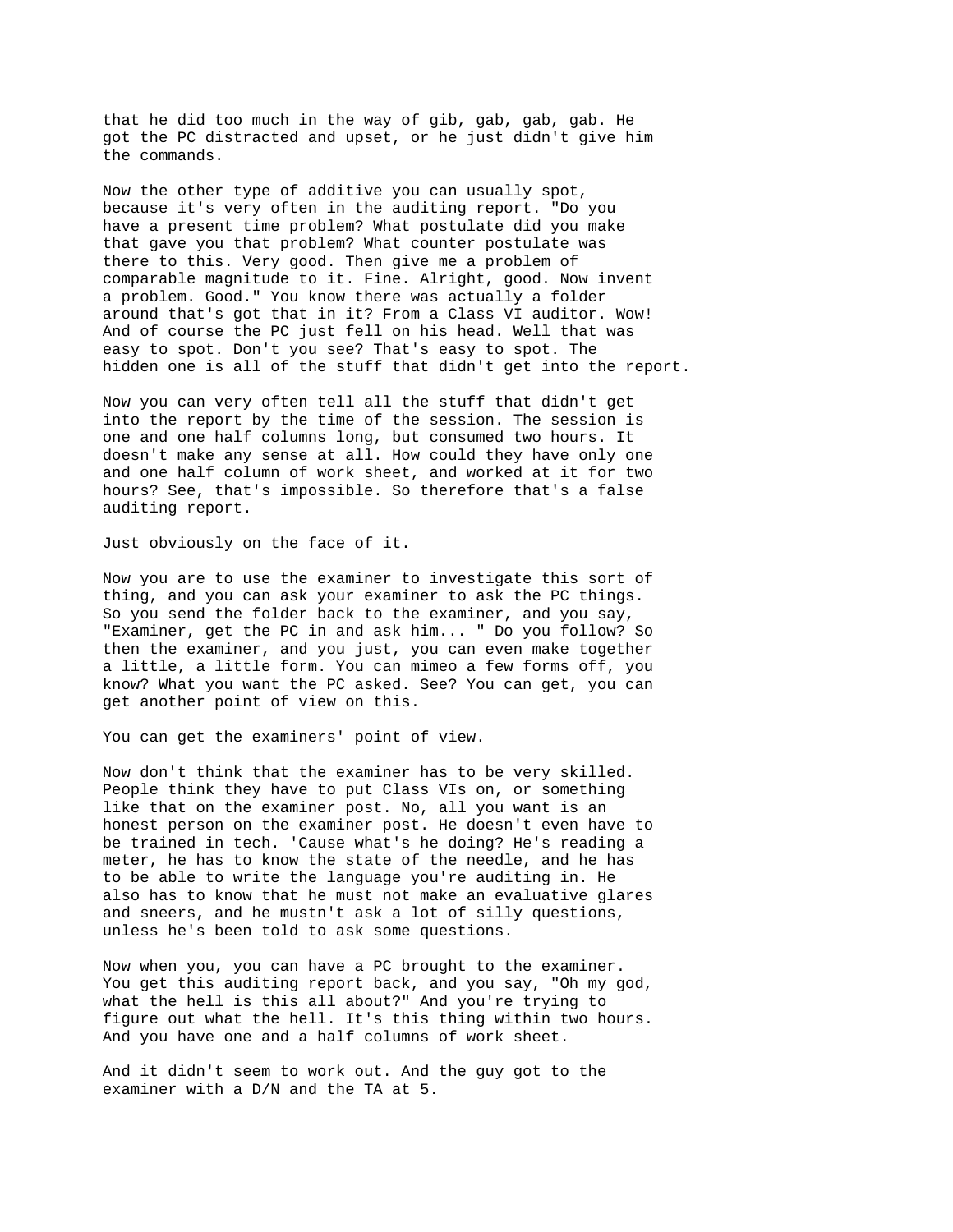that he did too much in the way of gib, gab, gab, gab. He got the PC distracted and upset, or he just didn't give him the commands.

Now the other type of additive you can usually spot, because it's very often in the auditing report. "Do you have a present time problem? What postulate did you make that gave you that problem? What counter postulate was there to this. Very good. Then give me a problem of comparable magnitude to it. Fine. Alright, good. Now invent a problem. Good." You know there was actually a folder around that's got that in it? From a Class VI auditor. Wow! And of course the PC just fell on his head. Well that was easy to spot. Don't you see? That's easy to spot. The hidden one is all of the stuff that didn't get into the report.

Now you can very often tell all the stuff that didn't get into the report by the time of the session. The session is one and one half columns long, but consumed two hours. It doesn't make any sense at all. How could they have only one and one half column of work sheet, and worked at it for two hours? See, that's impossible. So therefore that's a false auditing report.

Just obviously on the face of it.

Now you are to use the examiner to investigate this sort of thing, and you can ask your examiner to ask the PC things. So you send the folder back to the examiner, and you say, "Examiner, get the PC in and ask him... " Do you follow? So then the examiner, and you just, you can even make together a little, a little form. You can mimeo a few forms off, you know? What you want the PC asked. See? You can get, you can get another point of view on this.

You can get the examiners' point of view.

Now don't think that the examiner has to be very skilled. People think they have to put Class VIs on, or something like that on the examiner post. No, all you want is an honest person on the examiner post. He doesn't even have to be trained in tech. 'Cause what's he doing? He's reading a meter, he has to know the state of the needle, and he has to be able to write the language you're auditing in. He also has to know that he must not make an evaluative glares and sneers, and he mustn't ask a lot of silly questions, unless he's been told to ask some questions.

Now when you, you can have a PC brought to the examiner. You get this auditing report back, and you say, "Oh my god, what the hell is this all about?" And you're trying to figure out what the hell. It's this thing within two hours. And you have one and a half columns of work sheet.

And it didn't seem to work out. And the guy got to the examiner with a D/N and the TA at 5.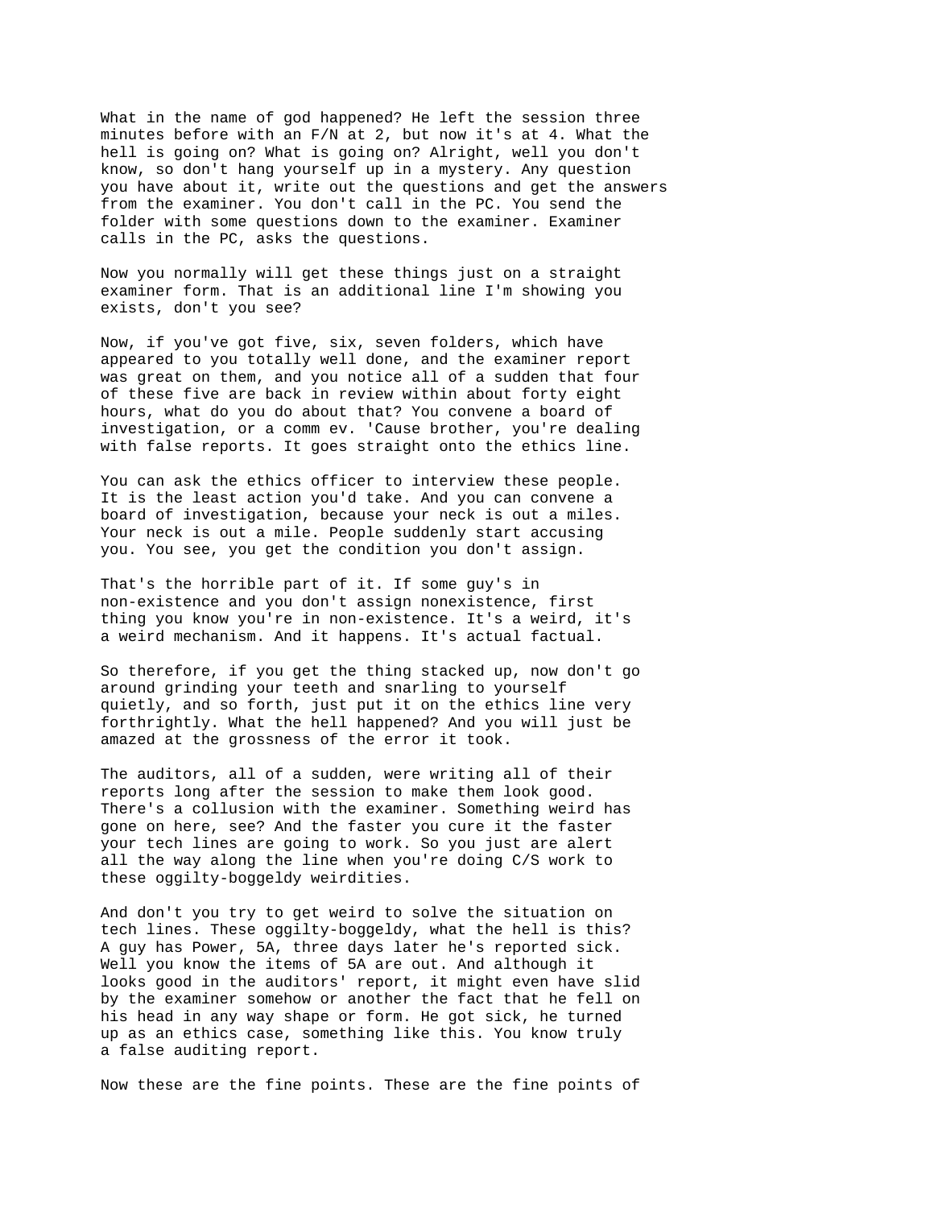What in the name of god happened? He left the session three minutes before with an F/N at 2, but now it's at 4. What the hell is going on? What is going on? Alright, well you don't know, so don't hang yourself up in a mystery. Any question you have about it, write out the questions and get the answers from the examiner. You don't call in the PC. You send the folder with some questions down to the examiner. Examiner calls in the PC, asks the questions.

Now you normally will get these things just on a straight examiner form. That is an additional line I'm showing you exists, don't you see?

Now, if you've got five, six, seven folders, which have appeared to you totally well done, and the examiner report was great on them, and you notice all of a sudden that four of these five are back in review within about forty eight hours, what do you do about that? You convene a board of investigation, or a comm ev. 'Cause brother, you're dealing with false reports. It goes straight onto the ethics line.

You can ask the ethics officer to interview these people. It is the least action you'd take. And you can convene a board of investigation, because your neck is out a miles. Your neck is out a mile. People suddenly start accusing you. You see, you get the condition you don't assign.

That's the horrible part of it. If some guy's in non-existence and you don't assign nonexistence, first thing you know you're in non-existence. It's a weird, it's a weird mechanism. And it happens. It's actual factual.

So therefore, if you get the thing stacked up, now don't go around grinding your teeth and snarling to yourself quietly, and so forth, just put it on the ethics line very forthrightly. What the hell happened? And you will just be amazed at the grossness of the error it took.

The auditors, all of a sudden, were writing all of their reports long after the session to make them look good. There's a collusion with the examiner. Something weird has gone on here, see? And the faster you cure it the faster your tech lines are going to work. So you just are alert all the way along the line when you're doing C/S work to these oggilty-boggeldy weirdities.

And don't you try to get weird to solve the situation on tech lines. These oggilty-boggeldy, what the hell is this? A guy has Power, 5A, three days later he's reported sick. Well you know the items of 5A are out. And although it looks good in the auditors' report, it might even have slid by the examiner somehow or another the fact that he fell on his head in any way shape or form. He got sick, he turned up as an ethics case, something like this. You know truly a false auditing report.

Now these are the fine points. These are the fine points of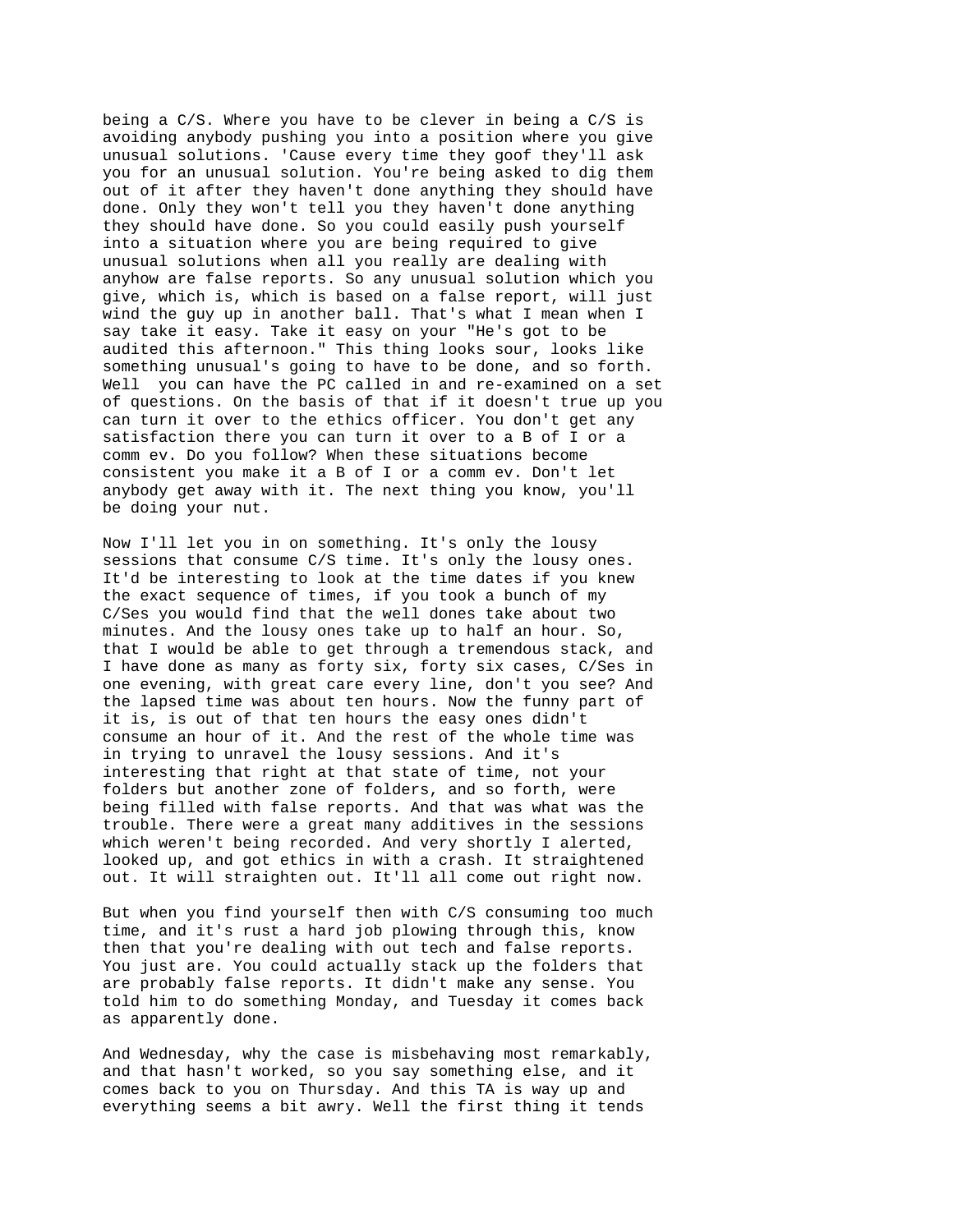being a C/S. Where you have to be clever in being a C/S is avoiding anybody pushing you into a position where you give unusual solutions. 'Cause every time they goof they'll ask you for an unusual solution. You're being asked to dig them out of it after they haven't done anything they should have done. Only they won't tell you they haven't done anything they should have done. So you could easily push yourself into a situation where you are being required to give unusual solutions when all you really are dealing with anyhow are false reports. So any unusual solution which you give, which is, which is based on a false report, will just wind the guy up in another ball. That's what I mean when I say take it easy. Take it easy on your "He's got to be audited this afternoon." This thing looks sour, looks like something unusual's going to have to be done, and so forth. Well you can have the PC called in and re-examined on a set of questions. On the basis of that if it doesn't true up you can turn it over to the ethics officer. You don't get any satisfaction there you can turn it over to a B of I or a comm ev. Do you follow? When these situations become consistent you make it a B of I or a comm ev. Don't let anybody get away with it. The next thing you know, you'll be doing your nut.

Now I'll let you in on something. It's only the lousy sessions that consume C/S time. It's only the lousy ones. It'd be interesting to look at the time dates if you knew the exact sequence of times, if you took a bunch of my C/Ses you would find that the well dones take about two minutes. And the lousy ones take up to half an hour. So, that I would be able to get through a tremendous stack, and I have done as many as forty six, forty six cases, C/Ses in one evening, with great care every line, don't you see? And the lapsed time was about ten hours. Now the funny part of it is, is out of that ten hours the easy ones didn't consume an hour of it. And the rest of the whole time was in trying to unravel the lousy sessions. And it's interesting that right at that state of time, not your folders but another zone of folders, and so forth, were being filled with false reports. And that was what was the trouble. There were a great many additives in the sessions which weren't being recorded. And very shortly I alerted, looked up, and got ethics in with a crash. It straightened out. It will straighten out. It'll all come out right now.

But when you find yourself then with C/S consuming too much time, and it's rust a hard job plowing through this, know then that you're dealing with out tech and false reports. You just are. You could actually stack up the folders that are probably false reports. It didn't make any sense. You told him to do something Monday, and Tuesday it comes back as apparently done.

And Wednesday, why the case is misbehaving most remarkably, and that hasn't worked, so you say something else, and it comes back to you on Thursday. And this TA is way up and everything seems a bit awry. Well the first thing it tends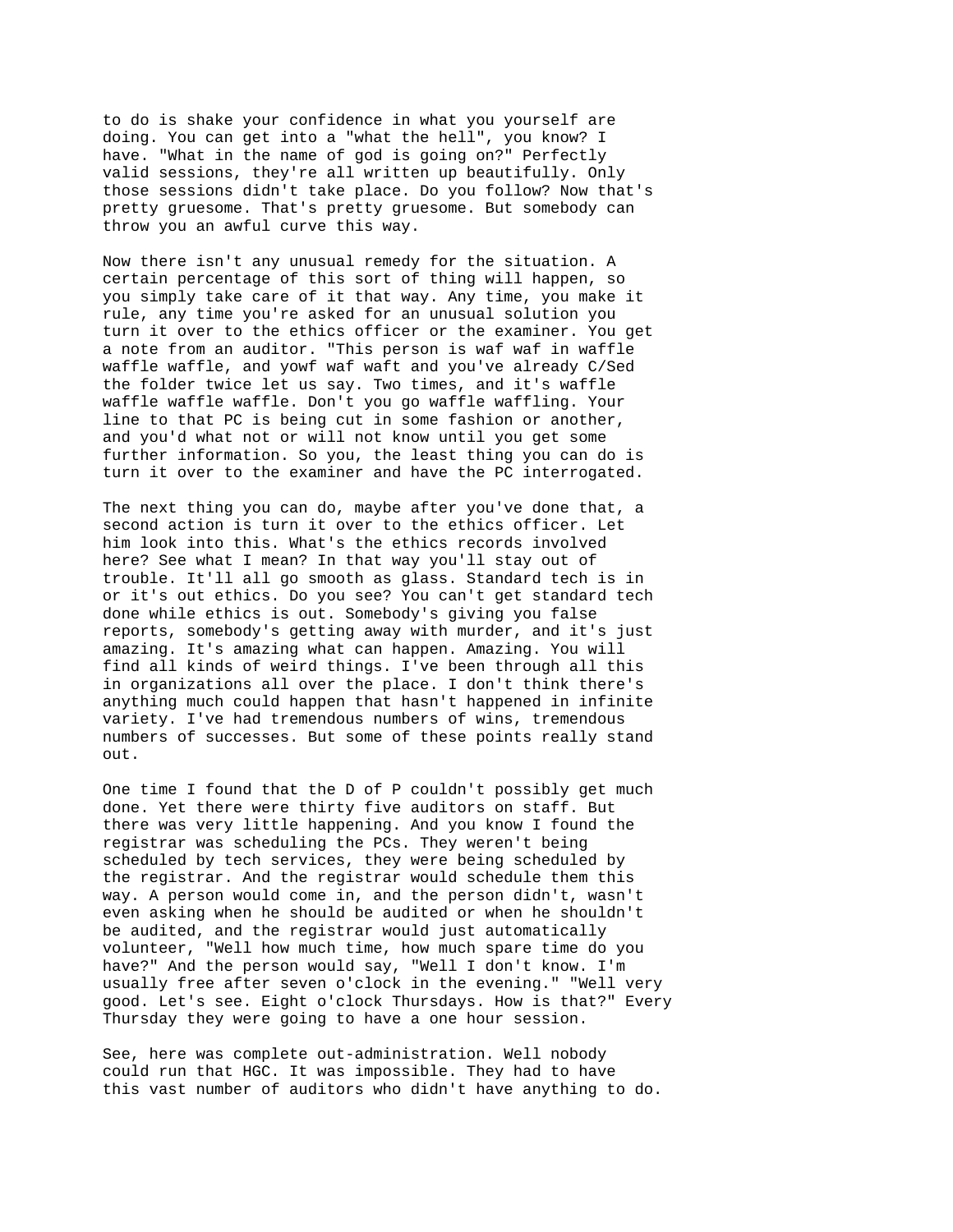to do is shake your confidence in what you yourself are doing. You can get into a "what the hell", you know? I have. "What in the name of god is going on?" Perfectly valid sessions, they're all written up beautifully. Only those sessions didn't take place. Do you follow? Now that's pretty gruesome. That's pretty gruesome. But somebody can throw you an awful curve this way.

Now there isn't any unusual remedy for the situation. A certain percentage of this sort of thing will happen, so you simply take care of it that way. Any time, you make it rule, any time you're asked for an unusual solution you turn it over to the ethics officer or the examiner. You get a note from an auditor. "This person is waf waf in waffle waffle waffle, and yowf waf waft and you've already C/Sed the folder twice let us say. Two times, and it's waffle waffle waffle waffle. Don't you go waffle waffling. Your line to that PC is being cut in some fashion or another, and you'd what not or will not know until you get some further information. So you, the least thing you can do is turn it over to the examiner and have the PC interrogated.

The next thing you can do, maybe after you've done that, a second action is turn it over to the ethics officer. Let him look into this. What's the ethics records involved here? See what I mean? In that way you'll stay out of trouble. It'll all go smooth as glass. Standard tech is in or it's out ethics. Do you see? You can't get standard tech done while ethics is out. Somebody's giving you false reports, somebody's getting away with murder, and it's just amazing. It's amazing what can happen. Amazing. You will find all kinds of weird things. I've been through all this in organizations all over the place. I don't think there's anything much could happen that hasn't happened in infinite variety. I've had tremendous numbers of wins, tremendous numbers of successes. But some of these points really stand out.

One time I found that the D of P couldn't possibly get much done. Yet there were thirty five auditors on staff. But there was very little happening. And you know I found the registrar was scheduling the PCs. They weren't being scheduled by tech services, they were being scheduled by the registrar. And the registrar would schedule them this way. A person would come in, and the person didn't, wasn't even asking when he should be audited or when he shouldn't be audited, and the registrar would just automatically volunteer, "Well how much time, how much spare time do you have?" And the person would say, "Well I don't know. I'm usually free after seven o'clock in the evening." "Well very good. Let's see. Eight o'clock Thursdays. How is that?" Every Thursday they were going to have a one hour session.

See, here was complete out-administration. Well nobody could run that HGC. It was impossible. They had to have this vast number of auditors who didn't have anything to do.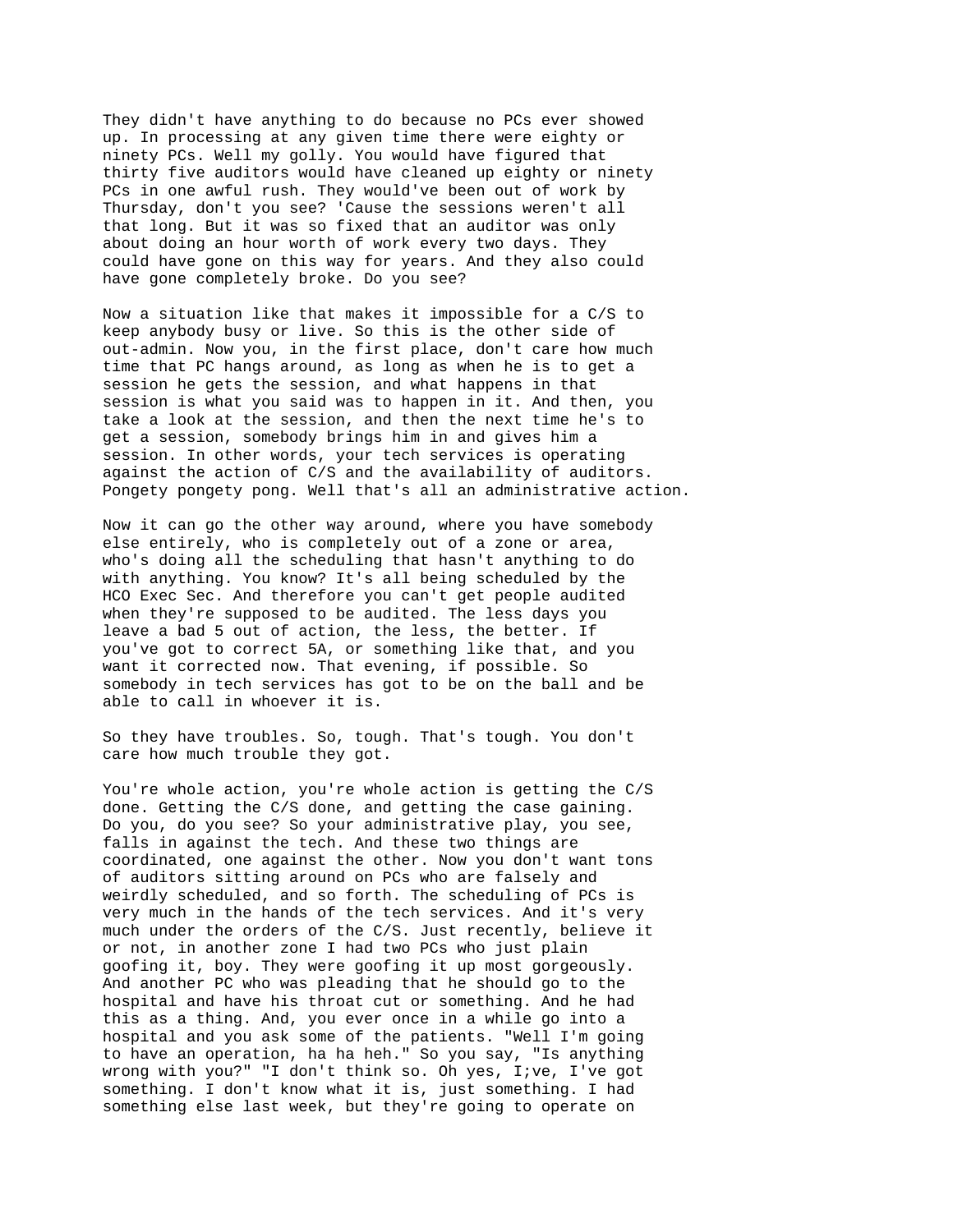They didn't have anything to do because no PCs ever showed up. In processing at any given time there were eighty or ninety PCs. Well my golly. You would have figured that thirty five auditors would have cleaned up eighty or ninety PCs in one awful rush. They would've been out of work by Thursday, don't you see? 'Cause the sessions weren't all that long. But it was so fixed that an auditor was only about doing an hour worth of work every two days. They could have gone on this way for years. And they also could have gone completely broke. Do you see?

Now a situation like that makes it impossible for a C/S to keep anybody busy or live. So this is the other side of out-admin. Now you, in the first place, don't care how much time that PC hangs around, as long as when he is to get a session he gets the session, and what happens in that session is what you said was to happen in it. And then, you take a look at the session, and then the next time he's to get a session, somebody brings him in and gives him a session. In other words, your tech services is operating against the action of C/S and the availability of auditors. Pongety pongety pong. Well that's all an administrative action.

Now it can go the other way around, where you have somebody else entirely, who is completely out of a zone or area, who's doing all the scheduling that hasn't anything to do with anything. You know? It's all being scheduled by the HCO Exec Sec. And therefore you can't get people audited when they're supposed to be audited. The less days you leave a bad 5 out of action, the less, the better. If you've got to correct 5A, or something like that, and you want it corrected now. That evening, if possible. So somebody in tech services has got to be on the ball and be able to call in whoever it is.

So they have troubles. So, tough. That's tough. You don't care how much trouble they got.

You're whole action, you're whole action is getting the C/S done. Getting the C/S done, and getting the case gaining. Do you, do you see? So your administrative play, you see, falls in against the tech. And these two things are coordinated, one against the other. Now you don't want tons of auditors sitting around on PCs who are falsely and weirdly scheduled, and so forth. The scheduling of PCs is very much in the hands of the tech services. And it's very much under the orders of the C/S. Just recently, believe it or not, in another zone I had two PCs who just plain goofing it, boy. They were goofing it up most gorgeously. And another PC who was pleading that he should go to the hospital and have his throat cut or something. And he had this as a thing. And, you ever once in a while go into a hospital and you ask some of the patients. "Well I'm going to have an operation, ha ha heh." So you say, "Is anything wrong with you?" "I don't think so. Oh yes, I;ve, I've got something. I don't know what it is, just something. I had something else last week, but they're going to operate on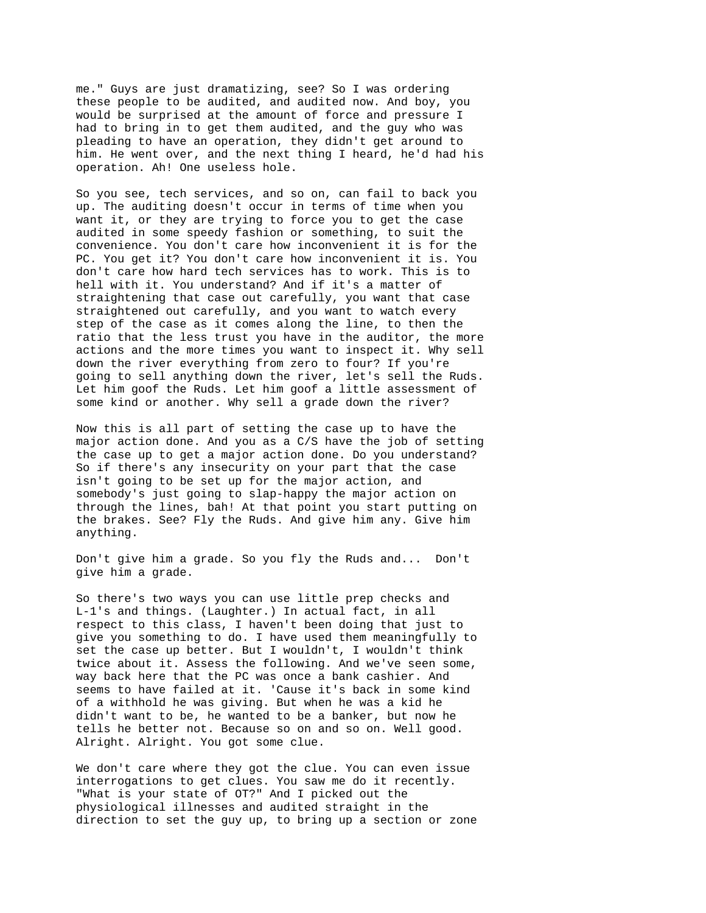me." Guys are just dramatizing, see? So I was ordering these people to be audited, and audited now. And boy, you would be surprised at the amount of force and pressure I had to bring in to get them audited, and the guy who was pleading to have an operation, they didn't get around to him. He went over, and the next thing I heard, he'd had his operation. Ah! One useless hole.

So you see, tech services, and so on, can fail to back you up. The auditing doesn't occur in terms of time when you want it, or they are trying to force you to get the case audited in some speedy fashion or something, to suit the convenience. You don't care how inconvenient it is for the PC. You get it? You don't care how inconvenient it is. You don't care how hard tech services has to work. This is to hell with it. You understand? And if it's a matter of straightening that case out carefully, you want that case straightened out carefully, and you want to watch every step of the case as it comes along the line, to then the ratio that the less trust you have in the auditor, the more actions and the more times you want to inspect it. Why sell down the river everything from zero to four? If you're going to sell anything down the river, let's sell the Ruds. Let him goof the Ruds. Let him goof a little assessment of some kind or another. Why sell a grade down the river?

Now this is all part of setting the case up to have the major action done. And you as a C/S have the job of setting the case up to get a major action done. Do you understand? So if there's any insecurity on your part that the case isn't going to be set up for the major action, and somebody's just going to slap-happy the major action on through the lines, bah! At that point you start putting on the brakes. See? Fly the Ruds. And give him any. Give him anything.

Don't give him a grade. So you fly the Ruds and... Don't give him a grade.

So there's two ways you can use little prep checks and L-1's and things. (Laughter.) In actual fact, in all respect to this class, I haven't been doing that just to give you something to do. I have used them meaningfully to set the case up better. But I wouldn't, I wouldn't think twice about it. Assess the following. And we've seen some, way back here that the PC was once a bank cashier. And seems to have failed at it. 'Cause it's back in some kind of a withhold he was giving. But when he was a kid he didn't want to be, he wanted to be a banker, but now he tells he better not. Because so on and so on. Well good. Alright. Alright. You got some clue.

We don't care where they got the clue. You can even issue interrogations to get clues. You saw me do it recently. "What is your state of OT?" And I picked out the physiological illnesses and audited straight in the direction to set the guy up, to bring up a section or zone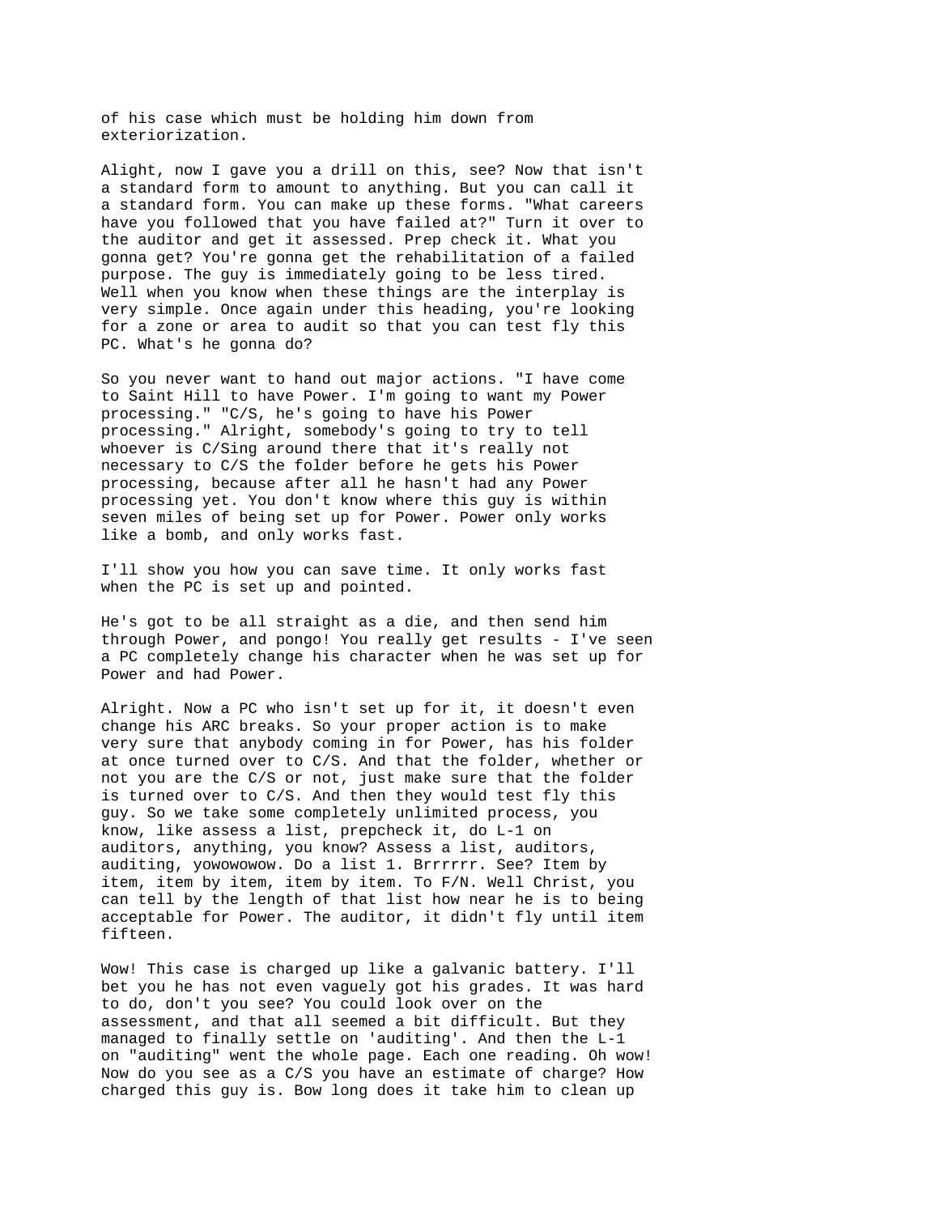of his case which must be holding him down from exteriorization.

Alight, now I gave you a drill on this, see? Now that isn't a standard form to amount to anything. But you can call it a standard form. You can make up these forms. "What careers have you followed that you have failed at?" Turn it over to the auditor and get it assessed. Prep check it. What you gonna get? You're gonna get the rehabilitation of a failed purpose. The guy is immediately going to be less tired. Well when you know when these things are the interplay is very simple. Once again under this heading, you're looking for a zone or area to audit so that you can test fly this PC. What's he gonna do?

So you never want to hand out major actions. "I have come to Saint Hill to have Power. I'm going to want my Power processing." "C/S, he's going to have his Power processing." Alright, somebody's going to try to tell whoever is C/Sing around there that it's really not necessary to C/S the folder before he gets his Power processing, because after all he hasn't had any Power processing yet. You don't know where this guy is within seven miles of being set up for Power. Power only works like a bomb, and only works fast.

I'll show you how you can save time. It only works fast when the PC is set up and pointed.

He's got to be all straight as a die, and then send him through Power, and pongo! You really get results - I've seen a PC completely change his character when he was set up for Power and had Power.

Alright. Now a PC who isn't set up for it, it doesn't even change his ARC breaks. So your proper action is to make very sure that anybody coming in for Power, has his folder at once turned over to C/S. And that the folder, whether or not you are the C/S or not, just make sure that the folder is turned over to C/S. And then they would test fly this guy. So we take some completely unlimited process, you know, like assess a list, prepcheck it, do L-1 on auditors, anything, you know? Assess a list, auditors, auditing, yowowowow. Do a list 1. Brrrrrr. See? Item by item, item by item, item by item. To F/N. Well Christ, you can tell by the length of that list how near he is to being acceptable for Power. The auditor, it didn't fly until item fifteen.

Wow! This case is charged up like a galvanic battery. I'll bet you he has not even vaguely got his grades. It was hard to do, don't you see? You could look over on the assessment, and that all seemed a bit difficult. But they managed to finally settle on 'auditing'. And then the L-1 on "auditing" went the whole page. Each one reading. Oh wow! Now do you see as a C/S you have an estimate of charge? How charged this guy is. Bow long does it take him to clean up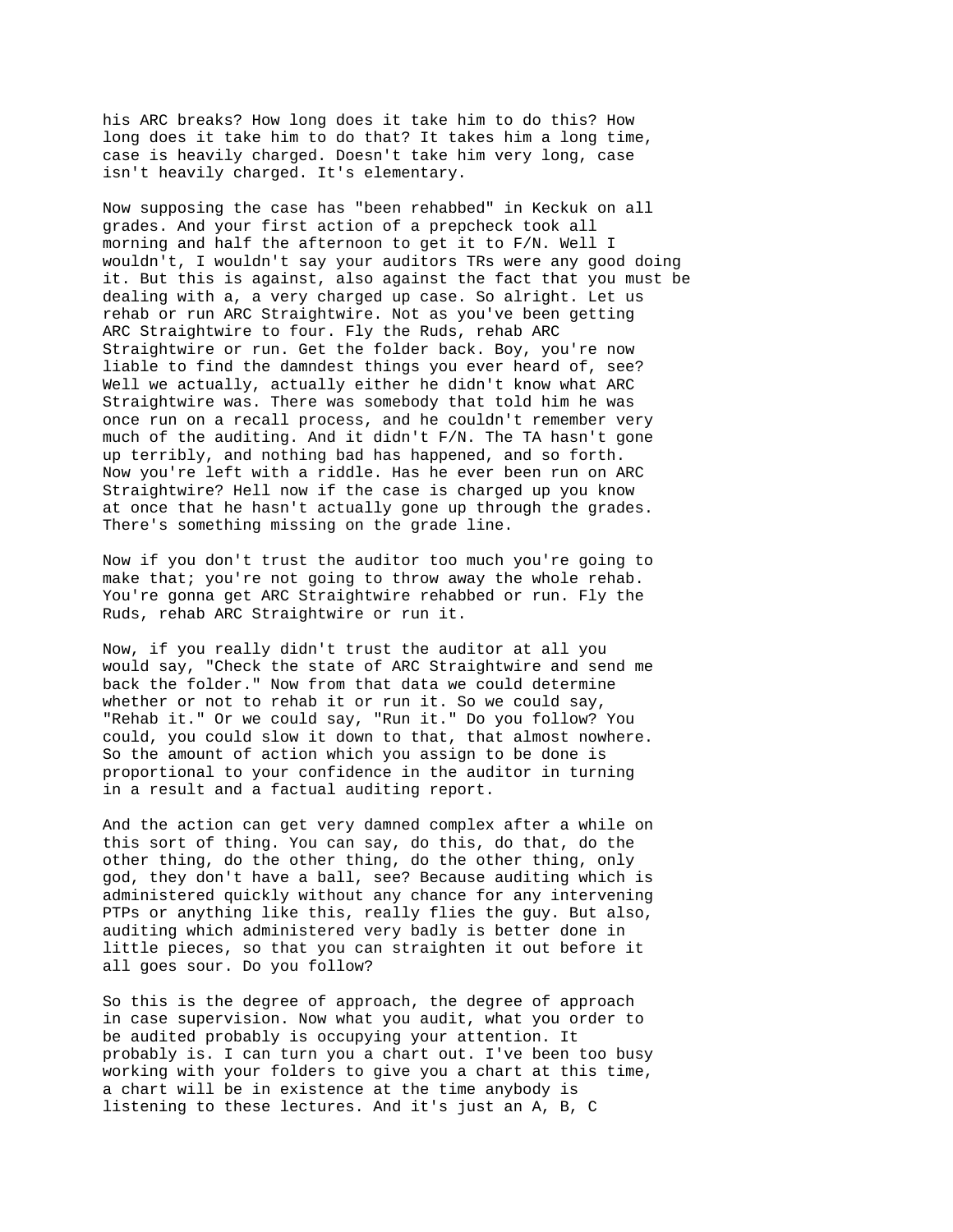his ARC breaks? How long does it take him to do this? How long does it take him to do that? It takes him a long time, case is heavily charged. Doesn't take him very long, case isn't heavily charged. It's elementary.

Now supposing the case has "been rehabbed" in Keckuk on all grades. And your first action of a prepcheck took all morning and half the afternoon to get it to F/N. Well I wouldn't, I wouldn't say your auditors TRs were any good doing it. But this is against, also against the fact that you must be dealing with a, a very charged up case. So alright. Let us rehab or run ARC Straightwire. Not as you've been getting ARC Straightwire to four. Fly the Ruds, rehab ARC Straightwire or run. Get the folder back. Boy, you're now liable to find the damndest things you ever heard of, see? Well we actually, actually either he didn't know what ARC Straightwire was. There was somebody that told him he was once run on a recall process, and he couldn't remember very much of the auditing. And it didn't F/N. The TA hasn't gone up terribly, and nothing bad has happened, and so forth. Now you're left with a riddle. Has he ever been run on ARC Straightwire? Hell now if the case is charged up you know at once that he hasn't actually gone up through the grades. There's something missing on the grade line.

Now if you don't trust the auditor too much you're going to make that; you're not going to throw away the whole rehab. You're gonna get ARC Straightwire rehabbed or run. Fly the Ruds, rehab ARC Straightwire or run it.

Now, if you really didn't trust the auditor at all you would say, "Check the state of ARC Straightwire and send me back the folder." Now from that data we could determine whether or not to rehab it or run it. So we could say, "Rehab it." Or we could say, "Run it." Do you follow? You could, you could slow it down to that, that almost nowhere. So the amount of action which you assign to be done is proportional to your confidence in the auditor in turning in a result and a factual auditing report.

And the action can get very damned complex after a while on this sort of thing. You can say, do this, do that, do the other thing, do the other thing, do the other thing, only god, they don't have a ball, see? Because auditing which is administered quickly without any chance for any intervening PTPs or anything like this, really flies the guy. But also, auditing which administered very badly is better done in little pieces, so that you can straighten it out before it all goes sour. Do you follow?

So this is the degree of approach, the degree of approach in case supervision. Now what you audit, what you order to be audited probably is occupying your attention. It probably is. I can turn you a chart out. I've been too busy working with your folders to give you a chart at this time, a chart will be in existence at the time anybody is listening to these lectures. And it's just an A, B, C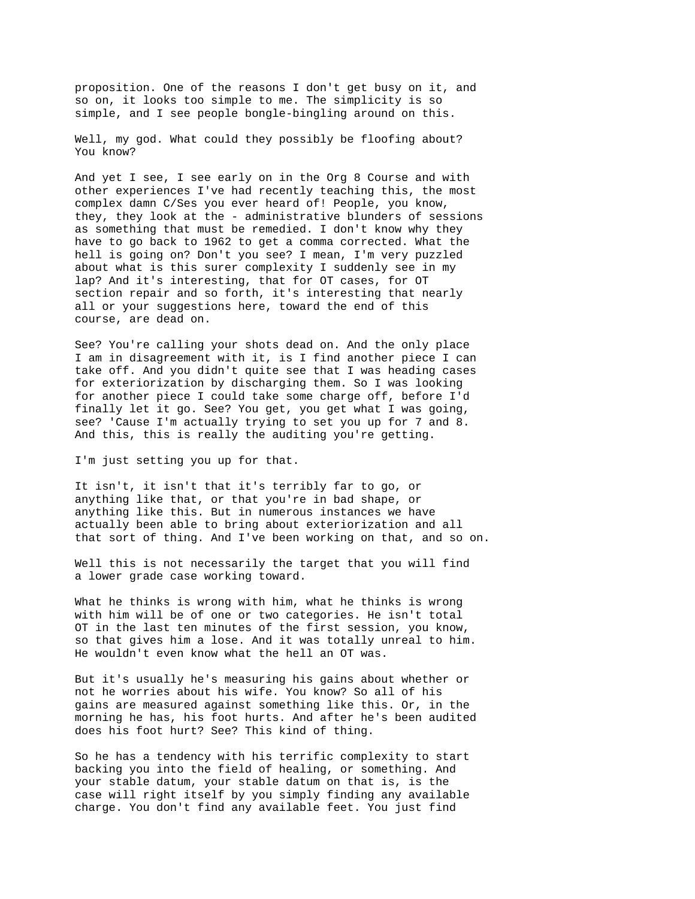proposition. One of the reasons I don't get busy on it, and so on, it looks too simple to me. The simplicity is so simple, and I see people bongle-bingling around on this.

Well, my god. What could they possibly be floofing about? You know?

And yet I see, I see early on in the Org 8 Course and with other experiences I've had recently teaching this, the most complex damn C/Ses you ever heard of! People, you know, they, they look at the - administrative blunders of sessions as something that must be remedied. I don't know why they have to go back to 1962 to get a comma corrected. What the hell is going on? Don't you see? I mean, I'm very puzzled about what is this surer complexity I suddenly see in my lap? And it's interesting, that for OT cases, for OT section repair and so forth, it's interesting that nearly all or your suggestions here, toward the end of this course, are dead on.

See? You're calling your shots dead on. And the only place I am in disagreement with it, is I find another piece I can take off. And you didn't quite see that I was heading cases for exteriorization by discharging them. So I was looking for another piece I could take some charge off, before I'd finally let it go. See? You get, you get what I was going, see? 'Cause I'm actually trying to set you up for 7 and 8. And this, this is really the auditing you're getting.

I'm just setting you up for that.

It isn't, it isn't that it's terribly far to go, or anything like that, or that you're in bad shape, or anything like this. But in numerous instances we have actually been able to bring about exteriorization and all that sort of thing. And I've been working on that, and so on.

Well this is not necessarily the target that you will find a lower grade case working toward.

What he thinks is wrong with him, what he thinks is wrong with him will be of one or two categories. He isn't total OT in the last ten minutes of the first session, you know, so that gives him a lose. And it was totally unreal to him. He wouldn't even know what the hell an OT was.

But it's usually he's measuring his gains about whether or not he worries about his wife. You know? So all of his gains are measured against something like this. Or, in the morning he has, his foot hurts. And after he's been audited does his foot hurt? See? This kind of thing.

So he has a tendency with his terrific complexity to start backing you into the field of healing, or something. And your stable datum, your stable datum on that is, is the case will right itself by you simply finding any available charge. You don't find any available feet. You just find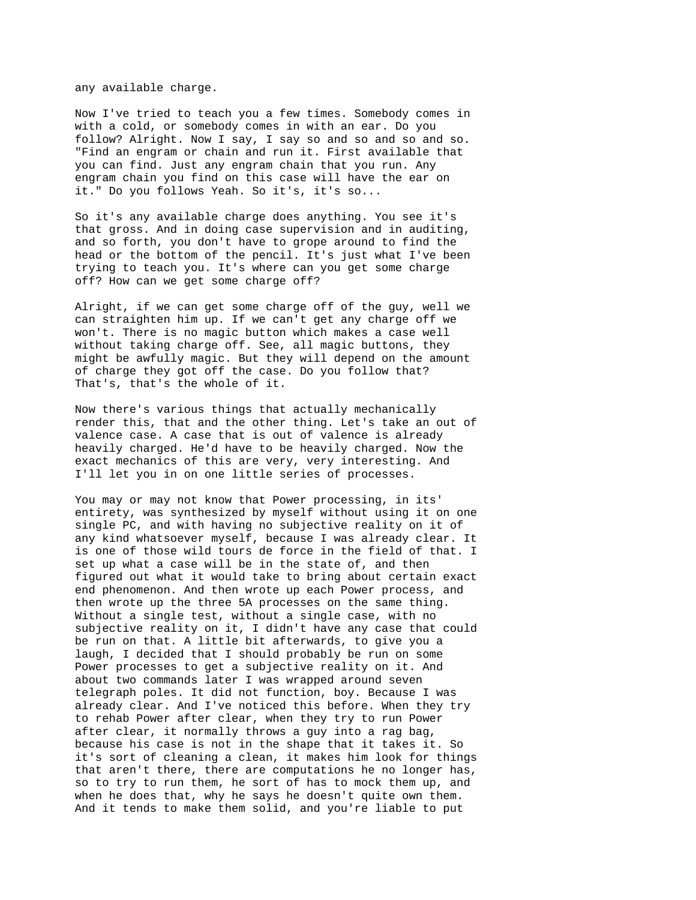any available charge.

Now I've tried to teach you a few times. Somebody comes in with a cold, or somebody comes in with an ear. Do you follow? Alright. Now I say, I say so and so and so and so. "Find an engram or chain and run it. First available that you can find. Just any engram chain that you run. Any engram chain you find on this case will have the ear on it." Do you follows Yeah. So it's, it's so...

So it's any available charge does anything. You see it's that gross. And in doing case supervision and in auditing, and so forth, you don't have to grope around to find the head or the bottom of the pencil. It's just what I've been trying to teach you. It's where can you get some charge off? How can we get some charge off?

Alright, if we can get some charge off of the guy, well we can straighten him up. If we can't get any charge off we won't. There is no magic button which makes a case well without taking charge off. See, all magic buttons, they might be awfully magic. But they will depend on the amount of charge they got off the case. Do you follow that? That's, that's the whole of it.

Now there's various things that actually mechanically render this, that and the other thing. Let's take an out of valence case. A case that is out of valence is already heavily charged. He'd have to be heavily charged. Now the exact mechanics of this are very, very interesting. And I'll let you in on one little series of processes.

You may or may not know that Power processing, in its' entirety, was synthesized by myself without using it on one single PC, and with having no subjective reality on it of any kind whatsoever myself, because I was already clear. It is one of those wild tours de force in the field of that. I set up what a case will be in the state of, and then figured out what it would take to bring about certain exact end phenomenon. And then wrote up each Power process, and then wrote up the three 5A processes on the same thing. Without a single test, without a single case, with no subjective reality on it, I didn't have any case that could be run on that. A little bit afterwards, to give you a laugh, I decided that I should probably be run on some Power processes to get a subjective reality on it. And about two commands later I was wrapped around seven telegraph poles. It did not function, boy. Because I was already clear. And I've noticed this before. When they try to rehab Power after clear, when they try to run Power after clear, it normally throws a guy into a rag bag, because his case is not in the shape that it takes it. So it's sort of cleaning a clean, it makes him look for things that aren't there, there are computations he no longer has, so to try to run them, he sort of has to mock them up, and when he does that, why he says he doesn't quite own them. And it tends to make them solid, and you're liable to put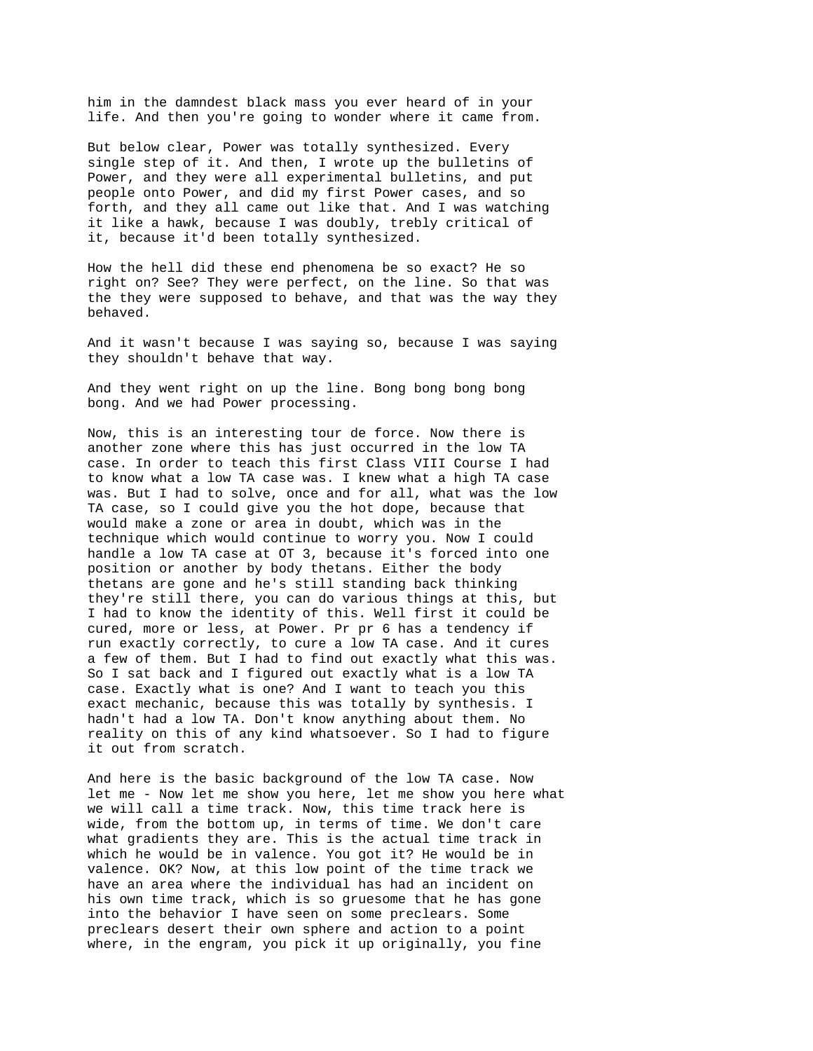him in the damndest black mass you ever heard of in your life. And then you're going to wonder where it came from.

But below clear, Power was totally synthesized. Every single step of it. And then, I wrote up the bulletins of Power, and they were all experimental bulletins, and put people onto Power, and did my first Power cases, and so forth, and they all came out like that. And I was watching it like a hawk, because I was doubly, trebly critical of it, because it'd been totally synthesized.

How the hell did these end phenomena be so exact? He so right on? See? They were perfect, on the line. So that was the they were supposed to behave, and that was the way they behaved.

And it wasn't because I was saying so, because I was saying they shouldn't behave that way.

And they went right on up the line. Bong bong bong bong bong. And we had Power processing.

Now, this is an interesting tour de force. Now there is another zone where this has just occurred in the low TA case. In order to teach this first Class VIII Course I had to know what a low TA case was. I knew what a high TA case was. But I had to solve, once and for all, what was the low TA case, so I could give you the hot dope, because that would make a zone or area in doubt, which was in the technique which would continue to worry you. Now I could handle a low TA case at OT 3, because it's forced into one position or another by body thetans. Either the body thetans are gone and he's still standing back thinking they're still there, you can do various things at this, but I had to know the identity of this. Well first it could be cured, more or less, at Power. Pr pr 6 has a tendency if run exactly correctly, to cure a low TA case. And it cures a few of them. But I had to find out exactly what this was. So I sat back and I figured out exactly what is a low TA case. Exactly what is one? And I want to teach you this exact mechanic, because this was totally by synthesis. I hadn't had a low TA. Don't know anything about them. No reality on this of any kind whatsoever. So I had to figure it out from scratch.

And here is the basic background of the low TA case. Now let me - Now let me show you here, let me show you here what we will call a time track. Now, this time track here is wide, from the bottom up, in terms of time. We don't care what gradients they are. This is the actual time track in which he would be in valence. You got it? He would be in valence. OK? Now, at this low point of the time track we have an area where the individual has had an incident on his own time track, which is so gruesome that he has gone into the behavior I have seen on some preclears. Some preclears desert their own sphere and action to a point where, in the engram, you pick it up originally, you fine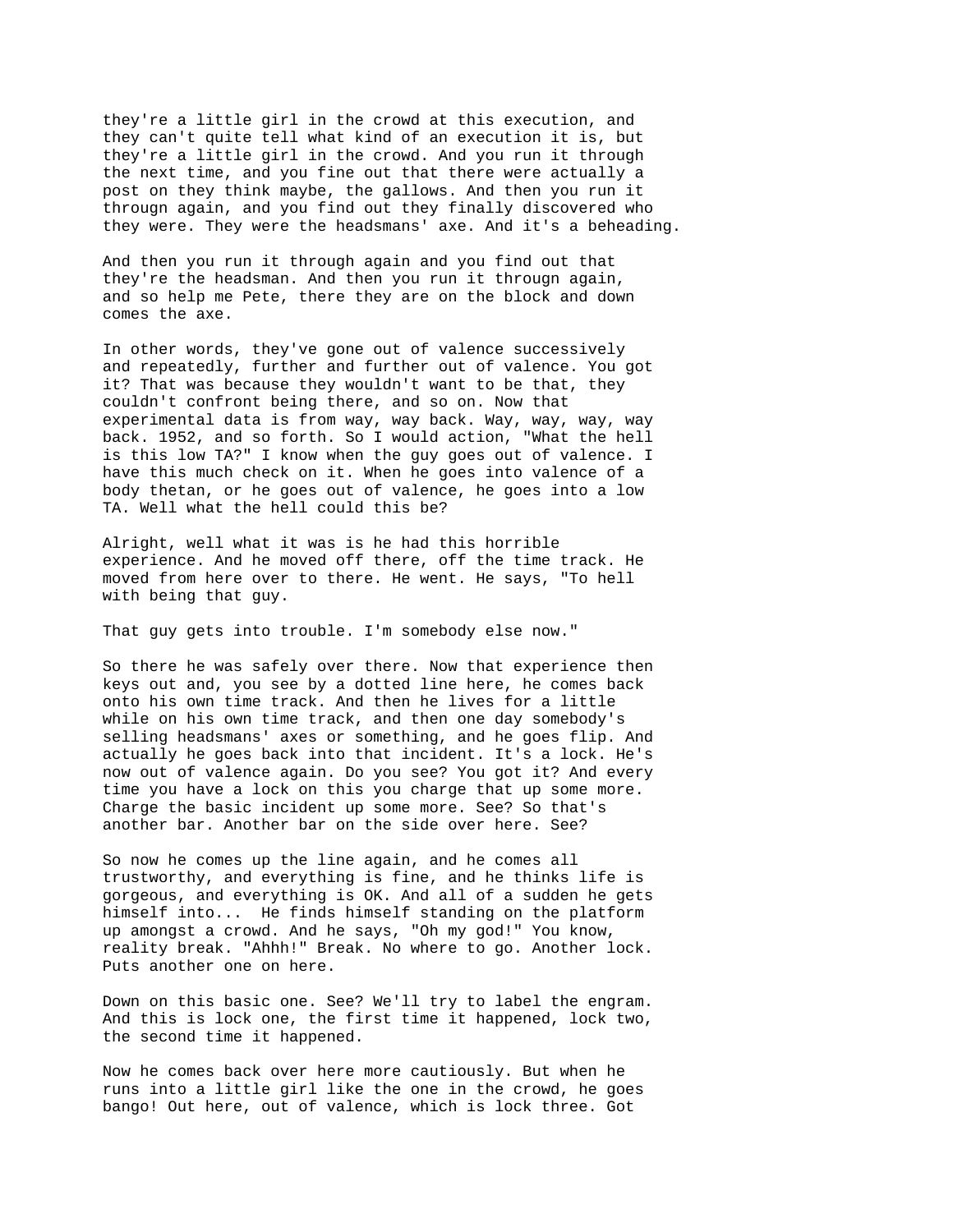they're a little girl in the crowd at this execution, and they can't quite tell what kind of an execution it is, but they're a little girl in the crowd. And you run it through the next time, and you fine out that there were actually a post on they think maybe, the gallows. And then you run it througn again, and you find out they finally discovered who they were. They were the headsmans' axe. And it's a beheading.

And then you run it through again and you find out that they're the headsman. And then you run it througn again, and so help me Pete, there they are on the block and down comes the axe.

In other words, they've gone out of valence successively and repeatedly, further and further out of valence. You got it? That was because they wouldn't want to be that, they couldn't confront being there, and so on. Now that experimental data is from way, way back. Way, way, way, way back. 1952, and so forth. So I would action, "What the hell is this low TA?" I know when the guy goes out of valence. I have this much check on it. When he goes into valence of a body thetan, or he goes out of valence, he goes into a low TA. Well what the hell could this be?

Alright, well what it was is he had this horrible experience. And he moved off there, off the time track. He moved from here over to there. He went. He says, "To hell with being that guy.

That guy gets into trouble. I'm somebody else now."

So there he was safely over there. Now that experience then keys out and, you see by a dotted line here, he comes back onto his own time track. And then he lives for a little while on his own time track, and then one day somebody's selling headsmans' axes or something, and he goes flip. And actually he goes back into that incident. It's a lock. He's now out of valence again. Do you see? You got it? And every time you have a lock on this you charge that up some more. Charge the basic incident up some more. See? So that's another bar. Another bar on the side over here. See?

So now he comes up the line again, and he comes all trustworthy, and everything is fine, and he thinks life is gorgeous, and everything is OK. And all of a sudden he gets himself into... He finds himself standing on the platform up amongst a crowd. And he says, "Oh my god!" You know, reality break. "Ahhh!" Break. No where to go. Another lock. Puts another one on here.

Down on this basic one. See? We'll try to label the engram. And this is lock one, the first time it happened, lock two, the second time it happened.

Now he comes back over here more cautiously. But when he runs into a little girl like the one in the crowd, he goes bango! Out here, out of valence, which is lock three. Got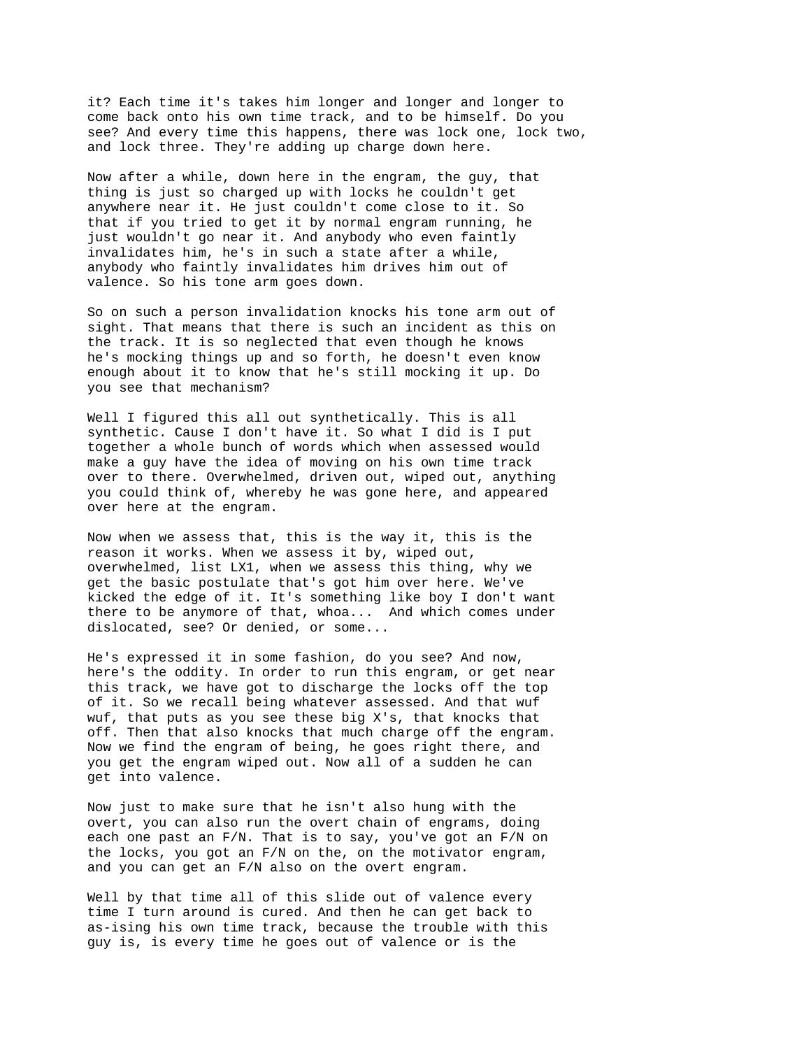it? Each time it's takes him longer and longer and longer to come back onto his own time track, and to be himself. Do you see? And every time this happens, there was lock one, lock two, and lock three. They're adding up charge down here.

Now after a while, down here in the engram, the guy, that thing is just so charged up with locks he couldn't get anywhere near it. He just couldn't come close to it. So that if you tried to get it by normal engram running, he just wouldn't go near it. And anybody who even faintly invalidates him, he's in such a state after a while, anybody who faintly invalidates him drives him out of valence. So his tone arm goes down.

So on such a person invalidation knocks his tone arm out of sight. That means that there is such an incident as this on the track. It is so neglected that even though he knows he's mocking things up and so forth, he doesn't even know enough about it to know that he's still mocking it up. Do you see that mechanism?

Well I figured this all out synthetically. This is all synthetic. Cause I don't have it. So what I did is I put together a whole bunch of words which when assessed would make a guy have the idea of moving on his own time track over to there. Overwhelmed, driven out, wiped out, anything you could think of, whereby he was gone here, and appeared over here at the engram.

Now when we assess that, this is the way it, this is the reason it works. When we assess it by, wiped out, overwhelmed, list LX1, when we assess this thing, why we get the basic postulate that's got him over here. We've kicked the edge of it. It's something like boy I don't want there to be anymore of that, whoa... And which comes under dislocated, see? Or denied, or some...

He's expressed it in some fashion, do you see? And now, here's the oddity. In order to run this engram, or get near this track, we have got to discharge the locks off the top of it. So we recall being whatever assessed. And that wuf wuf, that puts as you see these big X's, that knocks that off. Then that also knocks that much charge off the engram. Now we find the engram of being, he goes right there, and you get the engram wiped out. Now all of a sudden he can get into valence.

Now just to make sure that he isn't also hung with the overt, you can also run the overt chain of engrams, doing each one past an F/N. That is to say, you've got an F/N on the locks, you got an F/N on the, on the motivator engram, and you can get an F/N also on the overt engram.

Well by that time all of this slide out of valence every time I turn around is cured. And then he can get back to as-ising his own time track, because the trouble with this guy is, is every time he goes out of valence or is the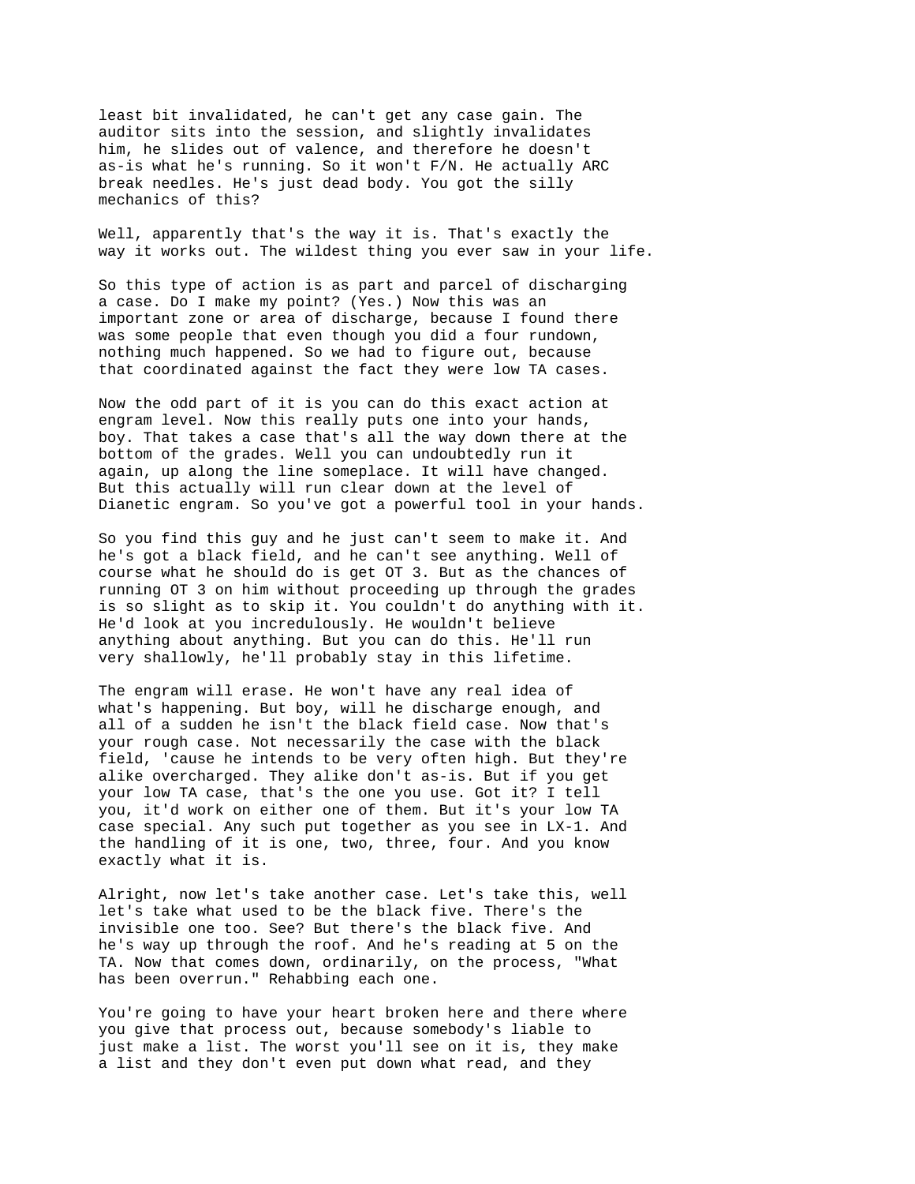least bit invalidated, he can't get any case gain. The auditor sits into the session, and slightly invalidates him, he slides out of valence, and therefore he doesn't as-is what he's running. So it won't F/N. He actually ARC break needles. He's just dead body. You got the silly mechanics of this?

Well, apparently that's the way it is. That's exactly the way it works out. The wildest thing you ever saw in your life.

So this type of action is as part and parcel of discharging a case. Do I make my point? (Yes.) Now this was an important zone or area of discharge, because I found there was some people that even though you did a four rundown, nothing much happened. So we had to figure out, because that coordinated against the fact they were low TA cases.

Now the odd part of it is you can do this exact action at engram level. Now this really puts one into your hands, boy. That takes a case that's all the way down there at the bottom of the grades. Well you can undoubtedly run it again, up along the line someplace. It will have changed. But this actually will run clear down at the level of Dianetic engram. So you've got a powerful tool in your hands.

So you find this guy and he just can't seem to make it. And he's got a black field, and he can't see anything. Well of course what he should do is get OT 3. But as the chances of running OT 3 on him without proceeding up through the grades is so slight as to skip it. You couldn't do anything with it. He'd look at you incredulously. He wouldn't believe anything about anything. But you can do this. He'll run very shallowly, he'll probably stay in this lifetime.

The engram will erase. He won't have any real idea of what's happening. But boy, will he discharge enough, and all of a sudden he isn't the black field case. Now that's your rough case. Not necessarily the case with the black field, 'cause he intends to be very often high. But they're alike overcharged. They alike don't as-is. But if you get your low TA case, that's the one you use. Got it? I tell you, it'd work on either one of them. But it's your low TA case special. Any such put together as you see in LX-1. And the handling of it is one, two, three, four. And you know exactly what it is.

Alright, now let's take another case. Let's take this, well let's take what used to be the black five. There's the invisible one too. See? But there's the black five. And he's way up through the roof. And he's reading at 5 on the TA. Now that comes down, ordinarily, on the process, "What has been overrun." Rehabbing each one.

You're going to have your heart broken here and there where you give that process out, because somebody's liable to just make a list. The worst you'll see on it is, they make a list and they don't even put down what read, and they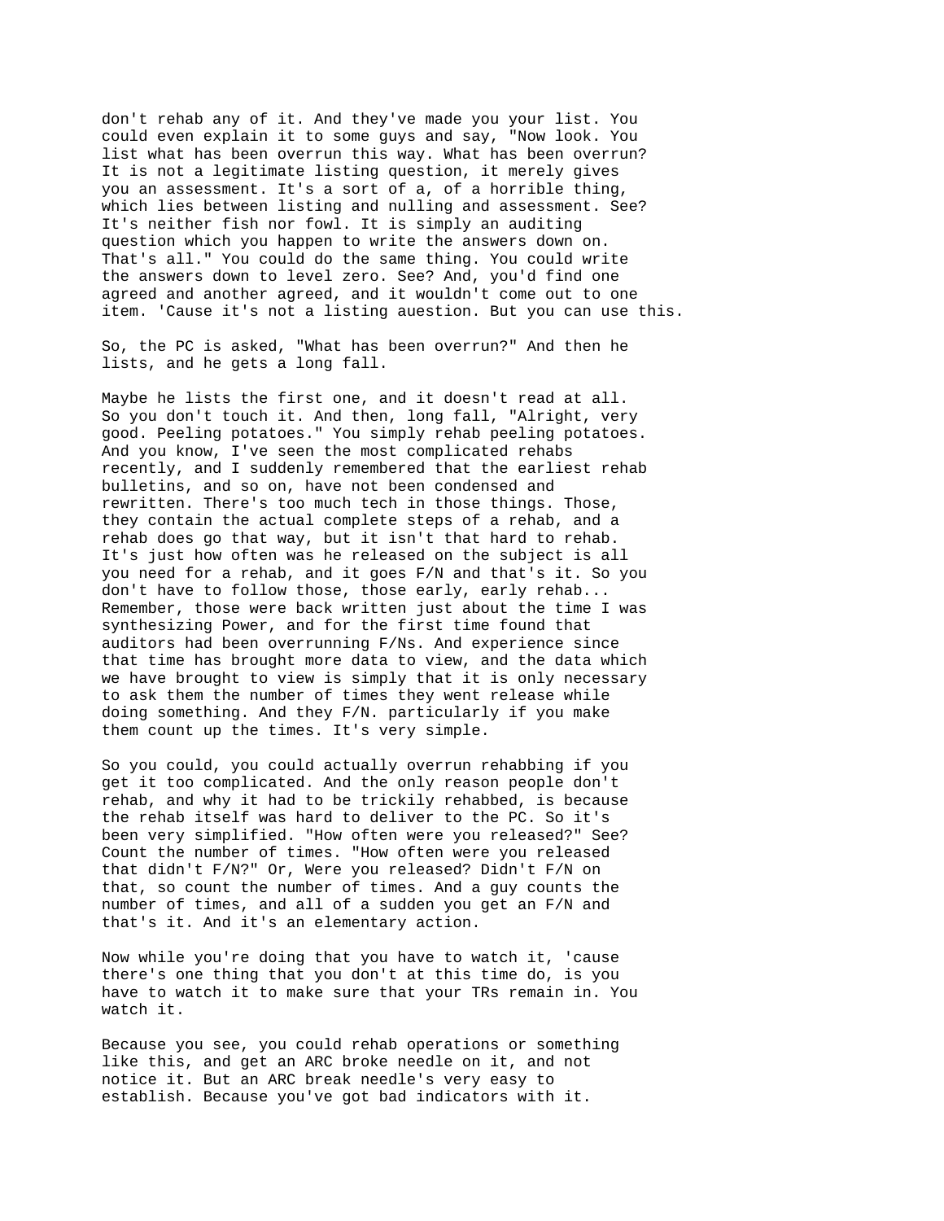don't rehab any of it. And they've made you your list. You could even explain it to some guys and say, "Now look. You list what has been overrun this way. What has been overrun? It is not a legitimate listing question, it merely gives you an assessment. It's a sort of a, of a horrible thing, which lies between listing and nulling and assessment. See? It's neither fish nor fowl. It is simply an auditing question which you happen to write the answers down on. That's all." You could do the same thing. You could write the answers down to level zero. See? And, you'd find one agreed and another agreed, and it wouldn't come out to one item. 'Cause it's not a listing auestion. But you can use this.

So, the PC is asked, "What has been overrun?" And then he lists, and he gets a long fall.

Maybe he lists the first one, and it doesn't read at all. So you don't touch it. And then, long fall, "Alright, very good. Peeling potatoes." You simply rehab peeling potatoes. And you know, I've seen the most complicated rehabs recently, and I suddenly remembered that the earliest rehab bulletins, and so on, have not been condensed and rewritten. There's too much tech in those things. Those, they contain the actual complete steps of a rehab, and a rehab does go that way, but it isn't that hard to rehab. It's just how often was he released on the subject is all you need for a rehab, and it goes F/N and that's it. So you don't have to follow those, those early, early rehab... Remember, those were back written just about the time I was synthesizing Power, and for the first time found that auditors had been overrunning F/Ns. And experience since that time has brought more data to view, and the data which we have brought to view is simply that it is only necessary to ask them the number of times they went release while doing something. And they F/N. particularly if you make them count up the times. It's very simple.

So you could, you could actually overrun rehabbing if you get it too complicated. And the only reason people don't rehab, and why it had to be trickily rehabbed, is because the rehab itself was hard to deliver to the PC. So it's been very simplified. "How often were you released?" See? Count the number of times. "How often were you released that didn't F/N?" Or, Were you released? Didn't F/N on that, so count the number of times. And a guy counts the number of times, and all of a sudden you get an F/N and that's it. And it's an elementary action.

Now while you're doing that you have to watch it, 'cause there's one thing that you don't at this time do, is you have to watch it to make sure that your TRs remain in. You watch it.

Because you see, you could rehab operations or something like this, and get an ARC broke needle on it, and not notice it. But an ARC break needle's very easy to establish. Because you've got bad indicators with it.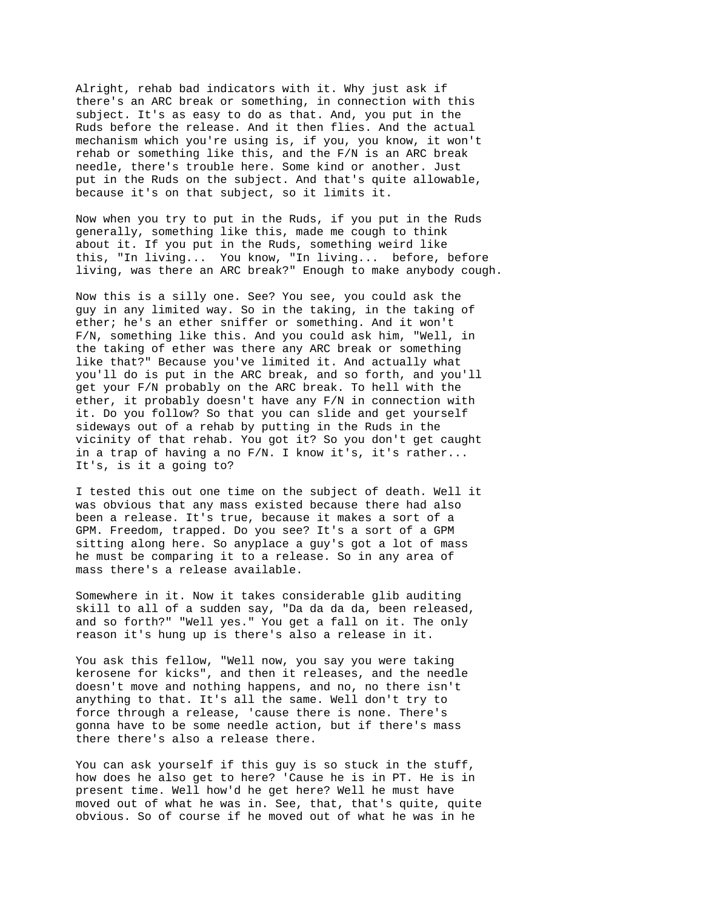Alright, rehab bad indicators with it. Why just ask if there's an ARC break or something, in connection with this subject. It's as easy to do as that. And, you put in the Ruds before the release. And it then flies. And the actual mechanism which you're using is, if you, you know, it won't rehab or something like this, and the F/N is an ARC break needle, there's trouble here. Some kind or another. Just put in the Ruds on the subject. And that's quite allowable, because it's on that subject, so it limits it.

Now when you try to put in the Ruds, if you put in the Ruds generally, something like this, made me cough to think about it. If you put in the Ruds, something weird like this, "In living... You know, "In living... before, before living, was there an ARC break?" Enough to make anybody cough.

Now this is a silly one. See? You see, you could ask the guy in any limited way. So in the taking, in the taking of ether; he's an ether sniffer or something. And it won't F/N, something like this. And you could ask him, "Well, in the taking of ether was there any ARC break or something like that?" Because you've limited it. And actually what you'll do is put in the ARC break, and so forth, and you'll get your F/N probably on the ARC break. To hell with the ether, it probably doesn't have any F/N in connection with it. Do you follow? So that you can slide and get yourself sideways out of a rehab by putting in the Ruds in the vicinity of that rehab. You got it? So you don't get caught in a trap of having a no F/N. I know it's, it's rather... It's, is it a going to?

I tested this out one time on the subject of death. Well it was obvious that any mass existed because there had also been a release. It's true, because it makes a sort of a GPM. Freedom, trapped. Do you see? It's a sort of a GPM sitting along here. So anyplace a guy's got a lot of mass he must be comparing it to a release. So in any area of mass there's a release available.

Somewhere in it. Now it takes considerable glib auditing skill to all of a sudden say, "Da da da da, been released, and so forth?" "Well yes." You get a fall on it. The only reason it's hung up is there's also a release in it.

You ask this fellow, "Well now, you say you were taking kerosene for kicks", and then it releases, and the needle doesn't move and nothing happens, and no, no there isn't anything to that. It's all the same. Well don't try to force through a release, 'cause there is none. There's gonna have to be some needle action, but if there's mass there there's also a release there.

You can ask yourself if this guy is so stuck in the stuff, how does he also get to here? 'Cause he is in PT. He is in present time. Well how'd he get here? Well he must have moved out of what he was in. See, that, that's quite, quite obvious. So of course if he moved out of what he was in he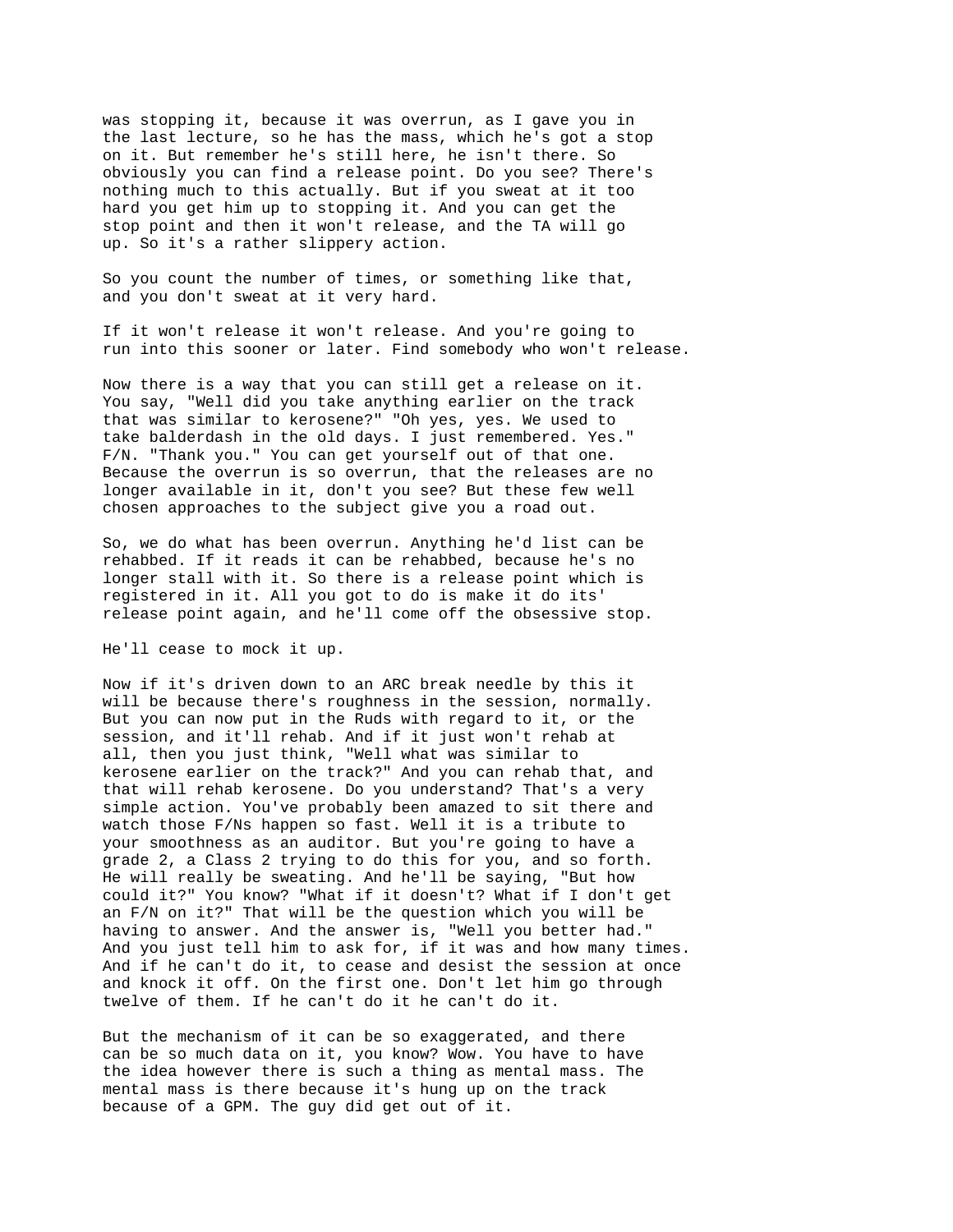was stopping it, because it was overrun, as I gave you in the last lecture, so he has the mass, which he's got a stop on it. But remember he's still here, he isn't there. So obviously you can find a release point. Do you see? There's nothing much to this actually. But if you sweat at it too hard you get him up to stopping it. And you can get the stop point and then it won't release, and the TA will go up. So it's a rather slippery action.

So you count the number of times, or something like that, and you don't sweat at it very hard.

If it won't release it won't release. And you're going to run into this sooner or later. Find somebody who won't release.

Now there is a way that you can still get a release on it. You say, "Well did you take anything earlier on the track that was similar to kerosene?" "Oh yes, yes. We used to take balderdash in the old days. I just remembered. Yes." F/N. "Thank you." You can get yourself out of that one. Because the overrun is so overrun, that the releases are no longer available in it, don't you see? But these few well chosen approaches to the subject give you a road out.

So, we do what has been overrun. Anything he'd list can be rehabbed. If it reads it can be rehabbed, because he's no longer stall with it. So there is a release point which is registered in it. All you got to do is make it do its' release point again, and he'll come off the obsessive stop.

He'll cease to mock it up.

Now if it's driven down to an ARC break needle by this it will be because there's roughness in the session, normally. But you can now put in the Ruds with regard to it, or the session, and it'll rehab. And if it just won't rehab at all, then you just think, "Well what was similar to kerosene earlier on the track?" And you can rehab that, and that will rehab kerosene. Do you understand? That's a very simple action. You've probably been amazed to sit there and watch those F/Ns happen so fast. Well it is a tribute to your smoothness as an auditor. But you're going to have a grade 2, a Class 2 trying to do this for you, and so forth. He will really be sweating. And he'll be saying, "But how could it?" You know? "What if it doesn't? What if I don't get an F/N on it?" That will be the question which you will be having to answer. And the answer is, "Well you better had." And you just tell him to ask for, if it was and how many times. And if he can't do it, to cease and desist the session at once and knock it off. On the first one. Don't let him go through twelve of them. If he can't do it he can't do it.

But the mechanism of it can be so exaggerated, and there can be so much data on it, you know? Wow. You have to have the idea however there is such a thing as mental mass. The mental mass is there because it's hung up on the track because of a GPM. The guy did get out of it.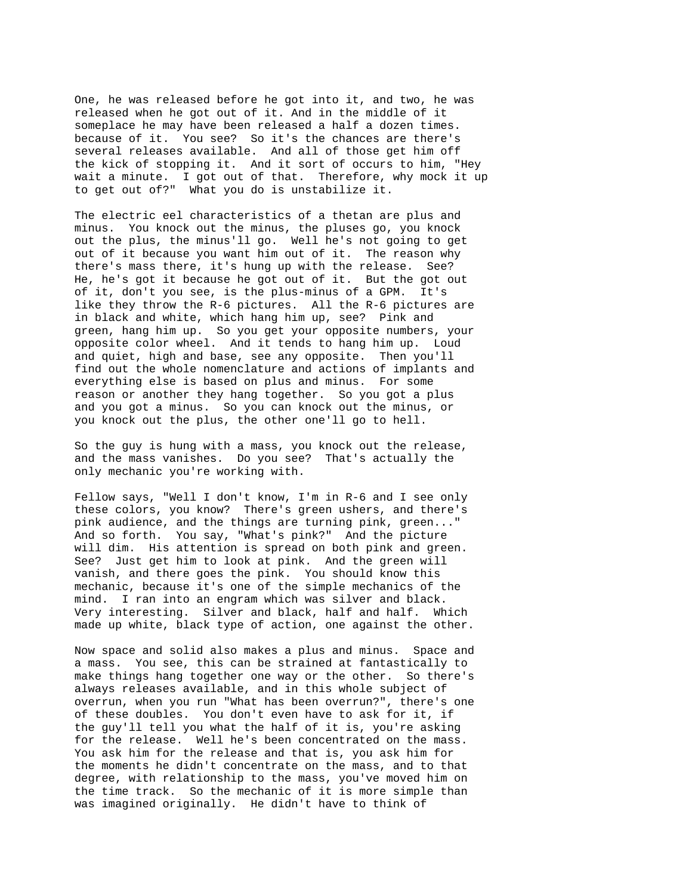One, he was released before he got into it, and two, he was released when he got out of it. And in the middle of it someplace he may have been released a half a dozen times. because of it. You see? So it's the chances are there's several releases available. And all of those get him off the kick of stopping it. And it sort of occurs to him, "Hey wait a minute. I got out of that. Therefore, why mock it up to get out of?" What you do is unstabilize it.

The electric eel characteristics of a thetan are plus and minus. You knock out the minus, the pluses go, you knock out the plus, the minus'll go. Well he's not going to get out of it because you want him out of it. The reason why there's mass there, it's hung up with the release. See? He, he's got it because he got out of it. But the got out of it, don't you see, is the plus-minus of a GPM. It's like they throw the R-6 pictures. All the R-6 pictures are in black and white, which hang him up, see? Pink and green, hang him up. So you get your opposite numbers, your opposite color wheel. And it tends to hang him up. Loud and quiet, high and base, see any opposite. Then you'll find out the whole nomenclature and actions of implants and everything else is based on plus and minus. For some reason or another they hang together. So you got a plus and you got a minus. So you can knock out the minus, or you knock out the plus, the other one'll go to hell.

So the guy is hung with a mass, you knock out the release, and the mass vanishes. Do you see? That's actually the only mechanic you're working with.

Fellow says, "Well I don't know, I'm in R-6 and I see only these colors, you know? There's green ushers, and there's pink audience, and the things are turning pink, green..." And so forth. You say, "What's pink?" And the picture will dim. His attention is spread on both pink and green. See? Just get him to look at pink. And the green will vanish, and there goes the pink. You should know this mechanic, because it's one of the simple mechanics of the mind. I ran into an engram which was silver and black. Very interesting. Silver and black, half and half. Which made up white, black type of action, one against the other.

Now space and solid also makes a plus and minus. Space and a mass. You see, this can be strained at fantastically to make things hang together one way or the other. So there's always releases available, and in this whole subject of overrun, when you run "What has been overrun?", there's one of these doubles. You don't even have to ask for it, if the guy'll tell you what the half of it is, you're asking for the release. Well he's been concentrated on the mass. You ask him for the release and that is, you ask him for the moments he didn't concentrate on the mass, and to that degree, with relationship to the mass, you've moved him on the time track. So the mechanic of it is more simple than was imagined originally. He didn't have to think of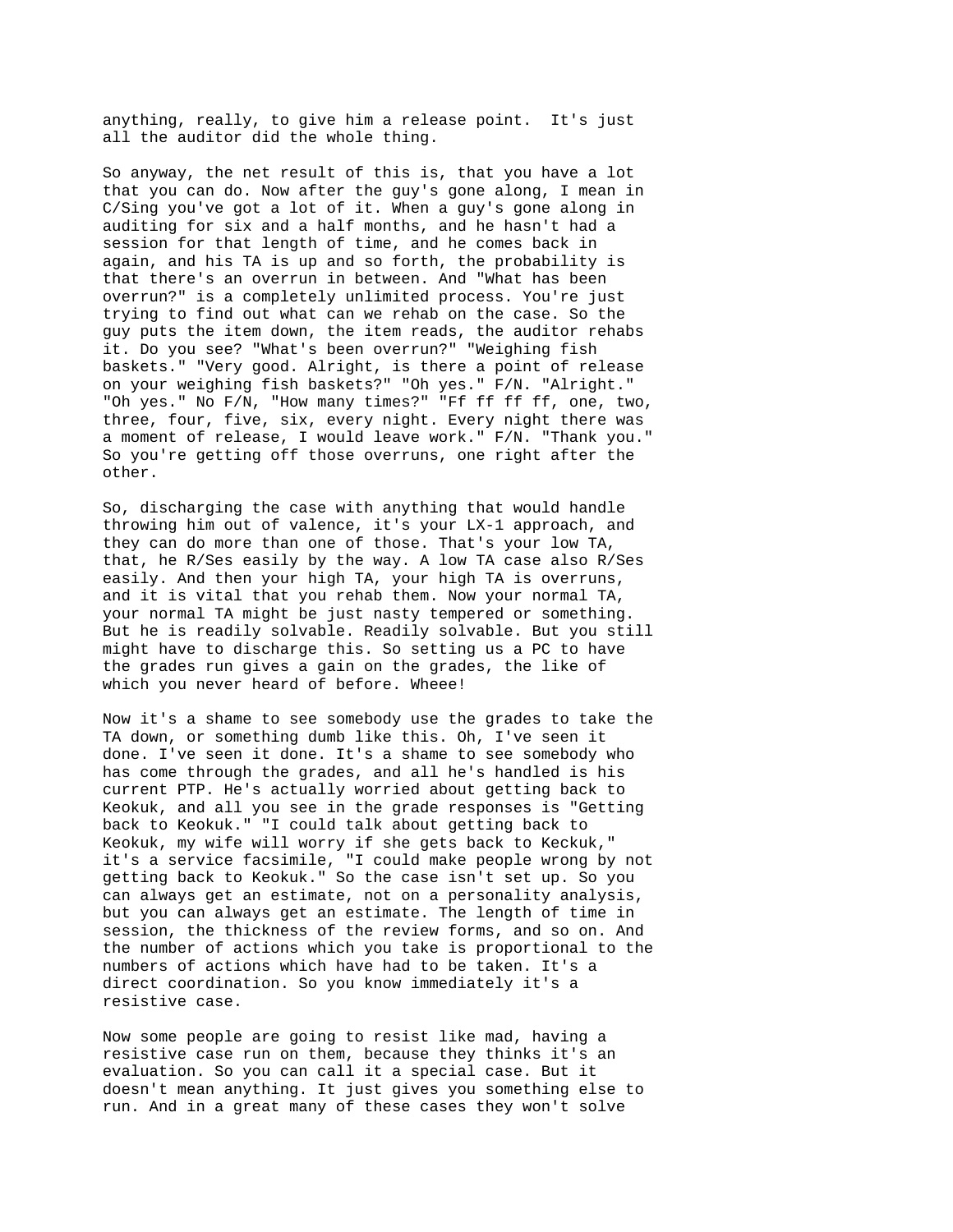anything, really, to give him a release point. It's just all the auditor did the whole thing.

So anyway, the net result of this is, that you have a lot that you can do. Now after the guy's gone along, I mean in C/Sing you've got a lot of it. When a guy's gone along in auditing for six and a half months, and he hasn't had a session for that length of time, and he comes back in again, and his TA is up and so forth, the probability is that there's an overrun in between. And "What has been overrun?" is a completely unlimited process. You're just trying to find out what can we rehab on the case. So the guy puts the item down, the item reads, the auditor rehabs it. Do you see? "What's been overrun?" "Weighing fish baskets." "Very good. Alright, is there a point of release on your weighing fish baskets?" "Oh yes." F/N. "Alright." "Oh yes." No F/N, "How many times?" "Ff ff ff ff, one, two, three, four, five, six, every night. Every night there was a moment of release, I would leave work." F/N. "Thank you." So you're getting off those overruns, one right after the other.

So, discharging the case with anything that would handle throwing him out of valence, it's your LX-1 approach, and they can do more than one of those. That's your low TA, that, he R/Ses easily by the way. A low TA case also R/Ses easily. And then your high TA, your high TA is overruns, and it is vital that you rehab them. Now your normal TA, your normal TA might be just nasty tempered or something. But he is readily solvable. Readily solvable. But you still might have to discharge this. So setting us a PC to have the grades run gives a gain on the grades, the like of which you never heard of before. Wheee!

Now it's a shame to see somebody use the grades to take the TA down, or something dumb like this. Oh, I've seen it done. I've seen it done. It's a shame to see somebody who has come through the grades, and all he's handled is his current PTP. He's actually worried about getting back to Keokuk, and all you see in the grade responses is "Getting back to Keokuk." "I could talk about getting back to Keokuk, my wife will worry if she gets back to Keckuk," it's a service facsimile, "I could make people wrong by not getting back to Keokuk." So the case isn't set up. So you can always get an estimate, not on a personality analysis, but you can always get an estimate. The length of time in session, the thickness of the review forms, and so on. And the number of actions which you take is proportional to the numbers of actions which have had to be taken. It's a direct coordination. So you know immediately it's a resistive case.

Now some people are going to resist like mad, having a resistive case run on them, because they thinks it's an evaluation. So you can call it a special case. But it doesn't mean anything. It just gives you something else to run. And in a great many of these cases they won't solve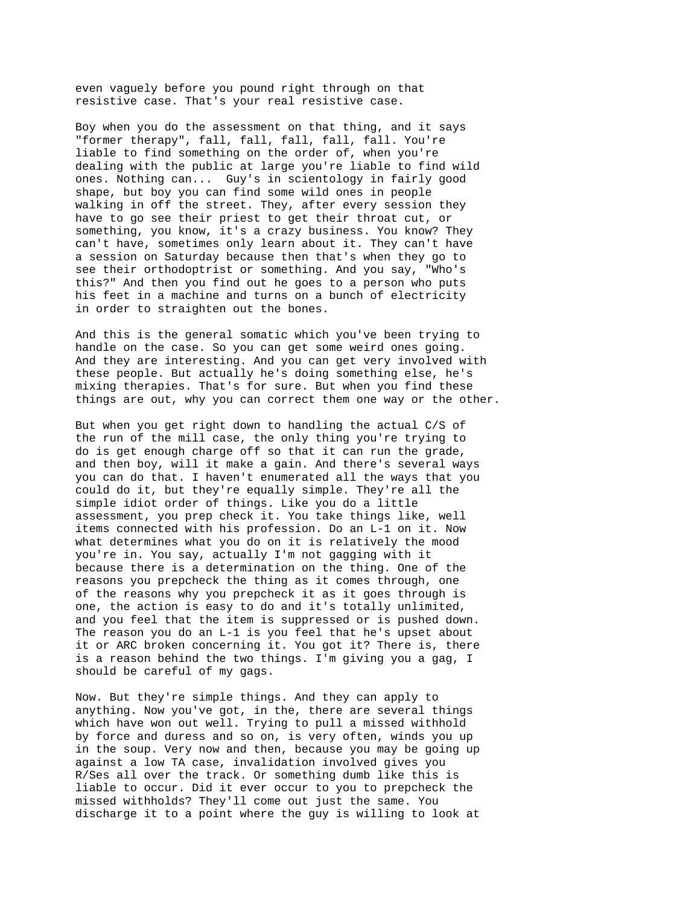even vaguely before you pound right through on that resistive case. That's your real resistive case.

Boy when you do the assessment on that thing, and it says "former therapy", fall, fall, fall, fall, fall. You're liable to find something on the order of, when you're dealing with the public at large you're liable to find wild ones. Nothing can... Guy's in scientology in fairly good shape, but boy you can find some wild ones in people walking in off the street. They, after every session they have to go see their priest to get their throat cut, or something, you know, it's a crazy business. You know? They can't have, sometimes only learn about it. They can't have a session on Saturday because then that's when they go to see their orthodoptrist or something. And you say, "Who's this?" And then you find out he goes to a person who puts his feet in a machine and turns on a bunch of electricity in order to straighten out the bones.

And this is the general somatic which you've been trying to handle on the case. So you can get some weird ones going. And they are interesting. And you can get very involved with these people. But actually he's doing something else, he's mixing therapies. That's for sure. But when you find these things are out, why you can correct them one way or the other.

But when you get right down to handling the actual C/S of the run of the mill case, the only thing you're trying to do is get enough charge off so that it can run the grade, and then boy, will it make a gain. And there's several ways you can do that. I haven't enumerated all the ways that you could do it, but they're equally simple. They're all the simple idiot order of things. Like you do a little assessment, you prep check it. You take things like, well items connected with his profession. Do an L-1 on it. Now what determines what you do on it is relatively the mood you're in. You say, actually I'm not gagging with it because there is a determination on the thing. One of the reasons you prepcheck the thing as it comes through, one of the reasons why you prepcheck it as it goes through is one, the action is easy to do and it's totally unlimited, and you feel that the item is suppressed or is pushed down. The reason you do an L-1 is you feel that he's upset about it or ARC broken concerning it. You got it? There is, there is a reason behind the two things. I'm giving you a gag, I should be careful of my gags.

Now. But they're simple things. And they can apply to anything. Now you've got, in the, there are several things which have won out well. Trying to pull a missed withhold by force and duress and so on, is very often, winds you up in the soup. Very now and then, because you may be going up against a low TA case, invalidation involved gives you R/Ses all over the track. Or something dumb like this is liable to occur. Did it ever occur to you to prepcheck the missed withholds? They'll come out just the same. You discharge it to a point where the guy is willing to look at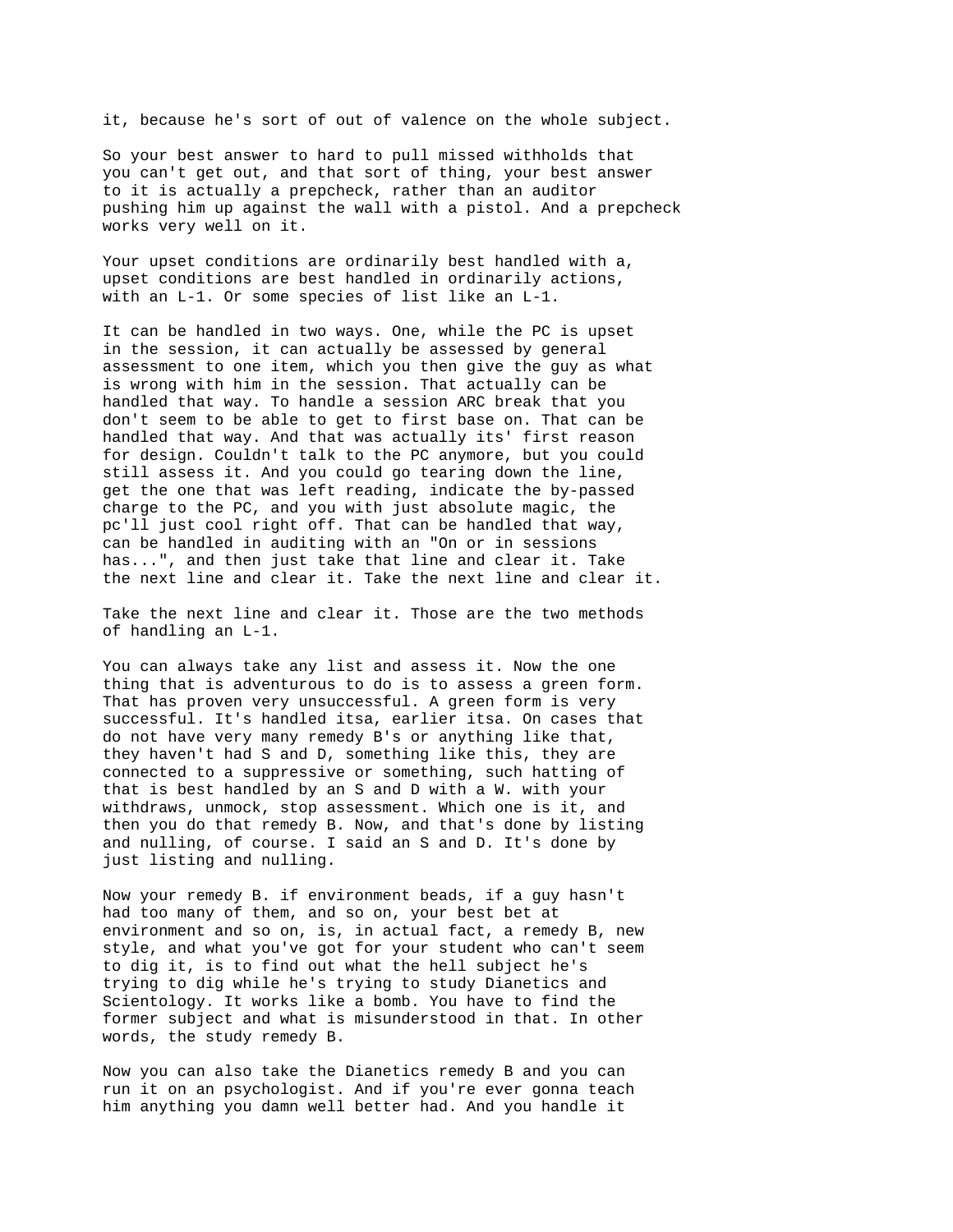it, because he's sort of out of valence on the whole subject.

So your best answer to hard to pull missed withholds that you can't get out, and that sort of thing, your best answer to it is actually a prepcheck, rather than an auditor pushing him up against the wall with a pistol. And a prepcheck works very well on it.

Your upset conditions are ordinarily best handled with a, upset conditions are best handled in ordinarily actions, with an L-1. Or some species of list like an L-1.

It can be handled in two ways. One, while the PC is upset in the session, it can actually be assessed by general assessment to one item, which you then give the guy as what is wrong with him in the session. That actually can be handled that way. To handle a session ARC break that you don't seem to be able to get to first base on. That can be handled that way. And that was actually its' first reason for design. Couldn't talk to the PC anymore, but you could still assess it. And you could go tearing down the line, get the one that was left reading, indicate the by-passed charge to the PC, and you with just absolute magic, the pc'll just cool right off. That can be handled that way, can be handled in auditing with an "On or in sessions has...", and then just take that line and clear it. Take the next line and clear it. Take the next line and clear it.

Take the next line and clear it. Those are the two methods of handling an L-1.

You can always take any list and assess it. Now the one thing that is adventurous to do is to assess a green form. That has proven very unsuccessful. A green form is very successful. It's handled itsa, earlier itsa. On cases that do not have very many remedy B's or anything like that, they haven't had S and D, something like this, they are connected to a suppressive or something, such hatting of that is best handled by an S and D with a W. with your withdraws, unmock, stop assessment. Which one is it, and then you do that remedy B. Now, and that's done by listing and nulling, of course. I said an S and D. It's done by just listing and nulling.

Now your remedy B. if environment beads, if a guy hasn't had too many of them, and so on, your best bet at environment and so on, is, in actual fact, a remedy B, new style, and what you've got for your student who can't seem to dig it, is to find out what the hell subject he's trying to dig while he's trying to study Dianetics and Scientology. It works like a bomb. You have to find the former subject and what is misunderstood in that. In other words, the study remedy B.

Now you can also take the Dianetics remedy B and you can run it on an psychologist. And if you're ever gonna teach him anything you damn well better had. And you handle it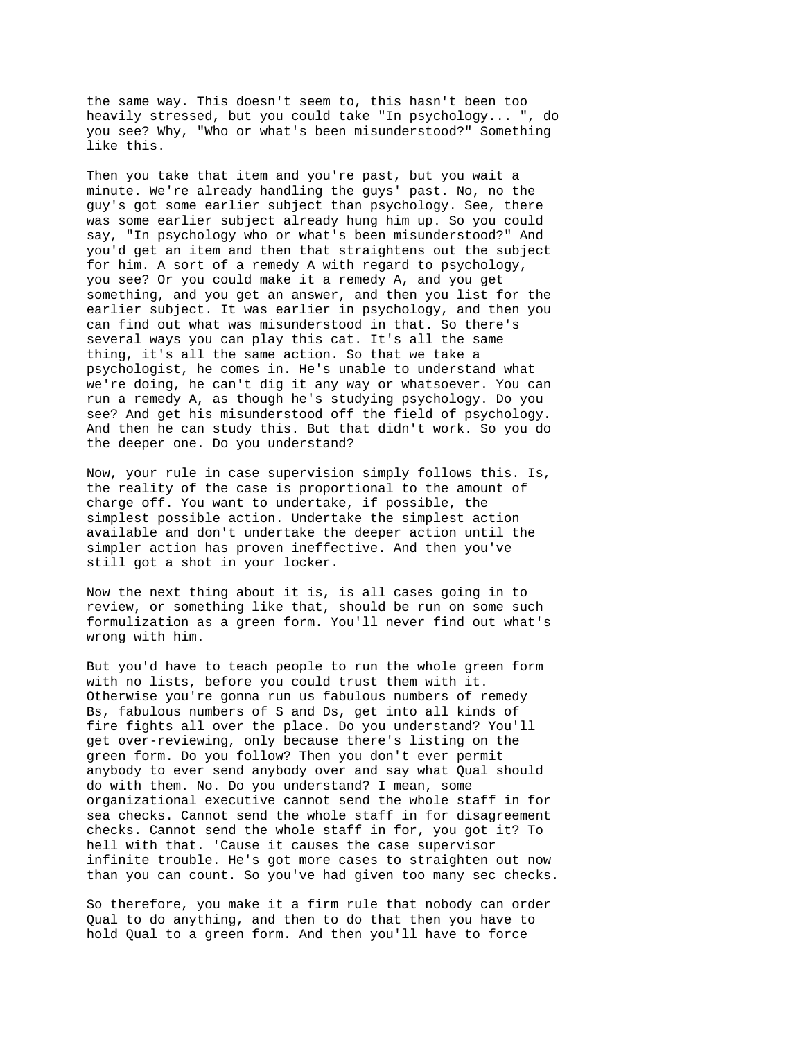the same way. This doesn't seem to, this hasn't been too heavily stressed, but you could take "In psychology... ", do you see? Why, "Who or what's been misunderstood?" Something like this.

Then you take that item and you're past, but you wait a minute. We're already handling the guys' past. No, no the guy's got some earlier subject than psychology. See, there was some earlier subject already hung him up. So you could say, "In psychology who or what's been misunderstood?" And you'd get an item and then that straightens out the subject for him. A sort of a remedy A with regard to psychology, you see? Or you could make it a remedy A, and you get something, and you get an answer, and then you list for the earlier subject. It was earlier in psychology, and then you can find out what was misunderstood in that. So there's several ways you can play this cat. It's all the same thing, it's all the same action. So that we take a psychologist, he comes in. He's unable to understand what we're doing, he can't dig it any way or whatsoever. You can run a remedy A, as though he's studying psychology. Do you see? And get his misunderstood off the field of psychology. And then he can study this. But that didn't work. So you do the deeper one. Do you understand?

Now, your rule in case supervision simply follows this. Is, the reality of the case is proportional to the amount of charge off. You want to undertake, if possible, the simplest possible action. Undertake the simplest action available and don't undertake the deeper action until the simpler action has proven ineffective. And then you've still got a shot in your locker.

Now the next thing about it is, is all cases going in to review, or something like that, should be run on some such formulization as a green form. You'll never find out what's wrong with him.

But you'd have to teach people to run the whole green form with no lists, before you could trust them with it. Otherwise you're gonna run us fabulous numbers of remedy Bs, fabulous numbers of S and Ds, get into all kinds of fire fights all over the place. Do you understand? You'll get over-reviewing, only because there's listing on the green form. Do you follow? Then you don't ever permit anybody to ever send anybody over and say what Qual should do with them. No. Do you understand? I mean, some organizational executive cannot send the whole staff in for sea checks. Cannot send the whole staff in for disagreement checks. Cannot send the whole staff in for, you got it? To hell with that. 'Cause it causes the case supervisor infinite trouble. He's got more cases to straighten out now than you can count. So you've had given too many sec checks.

So therefore, you make it a firm rule that nobody can order Qual to do anything, and then to do that then you have to hold Qual to a green form. And then you'll have to force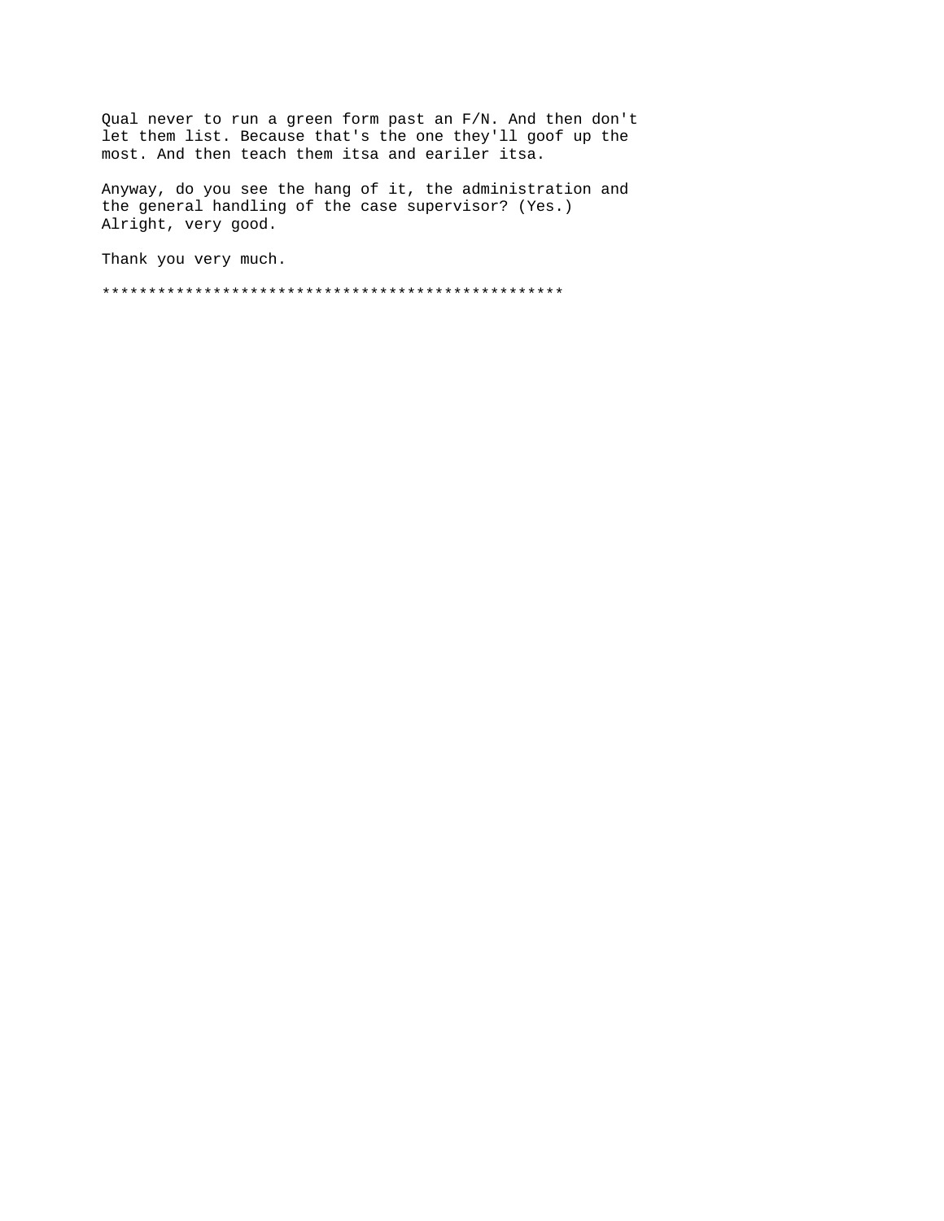Qual never to run a green form past an F/N. And then don't let them list. Because that's the one they'll goof up the most. And then teach them itsa and eariler itsa.

Anyway, do you see the hang of it, the administration and the general handling of the case supervisor? (Yes.) Alright, very good.

Thank you very much.

****************************************************